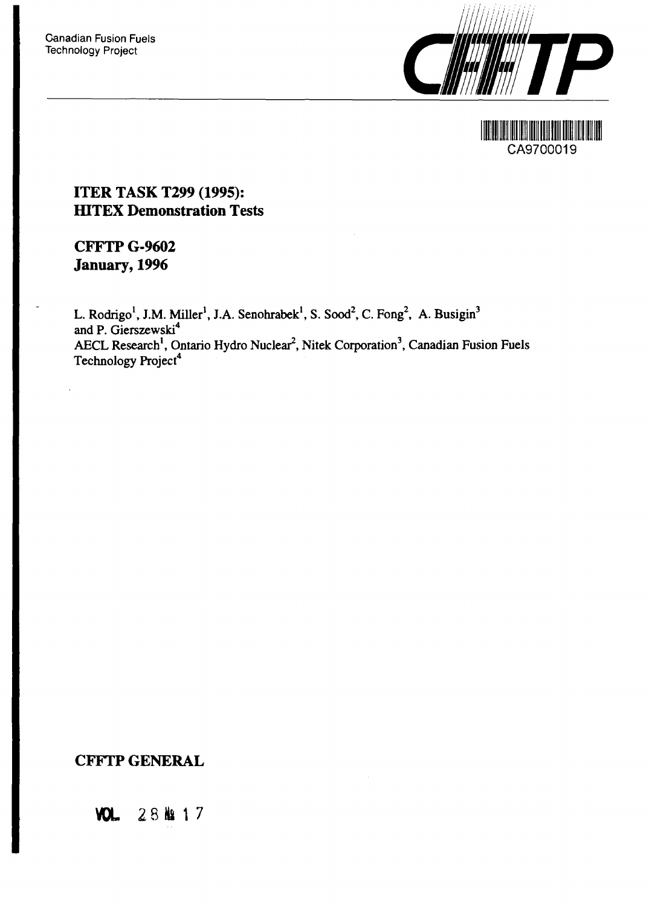Canadian Fusion Fuels
Technology Project

CFFTP

CA9700019

# ITER TASK T299 (1995): HITEX Demonstration Tests

## CFFTP G-9602
## January, 1996

L. Rodrigo[1], J.M. Miller[1], J.A. Senohrabek[1], S. Sood[2], C. Fong[2], A. Busigin[3] and P. Gierszewski[4]
AECL Research[1], Ontario Hydro Nuclear[2], Nitek Corporation[3], Canadian Fusion Fuels Technology Project[4]

**CFFTP GENERAL**

**VOL** 28 № 17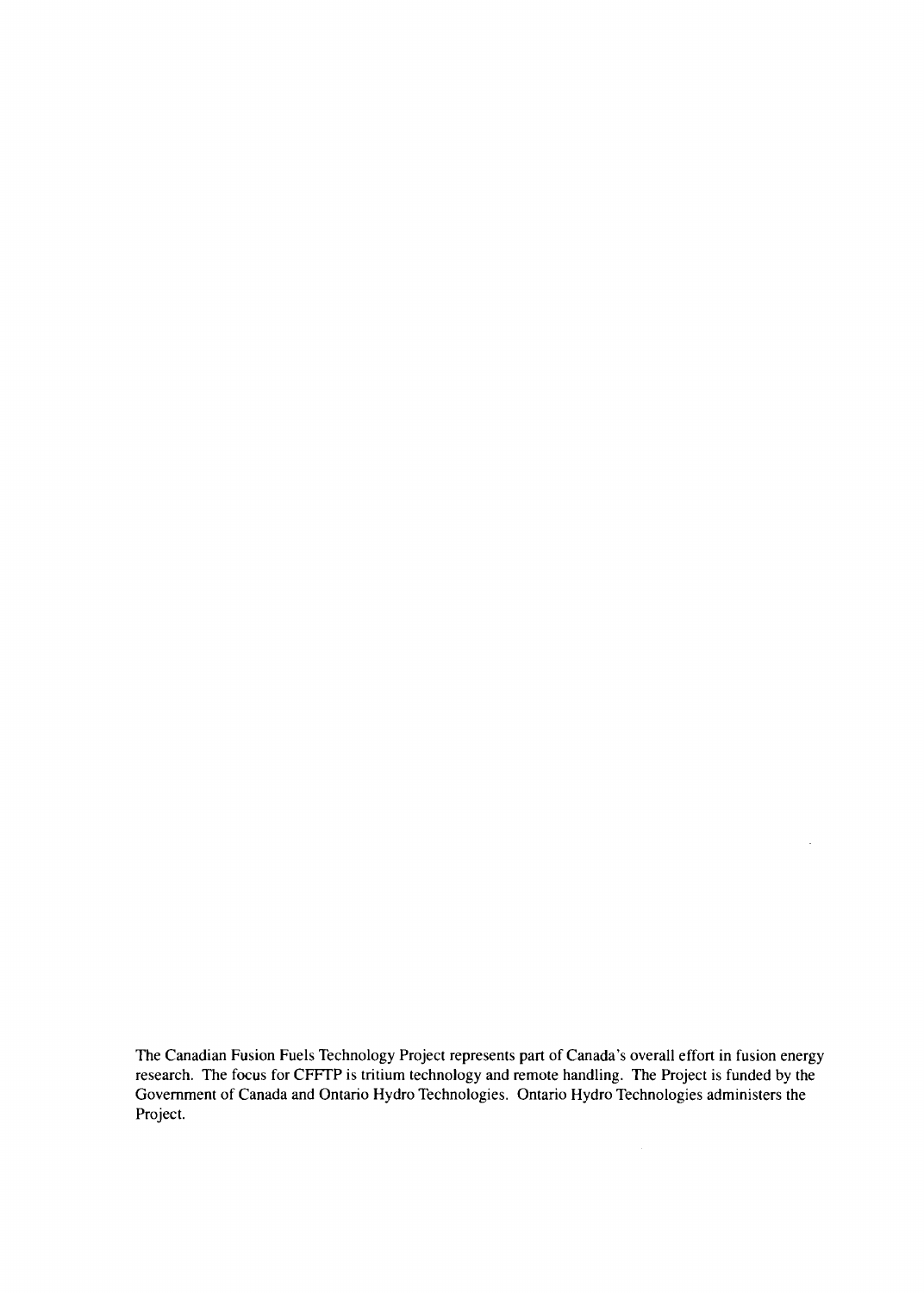The Canadian Fusion Fuels Technology Project represents part of Canada's overall effort in fusion energy research. The focus for CFFTP is tritium technology and remote handling. The Project is funded by the Government of Canada and Ontario Hydro Technologies. Ontario Hydro Technologies administers the Project.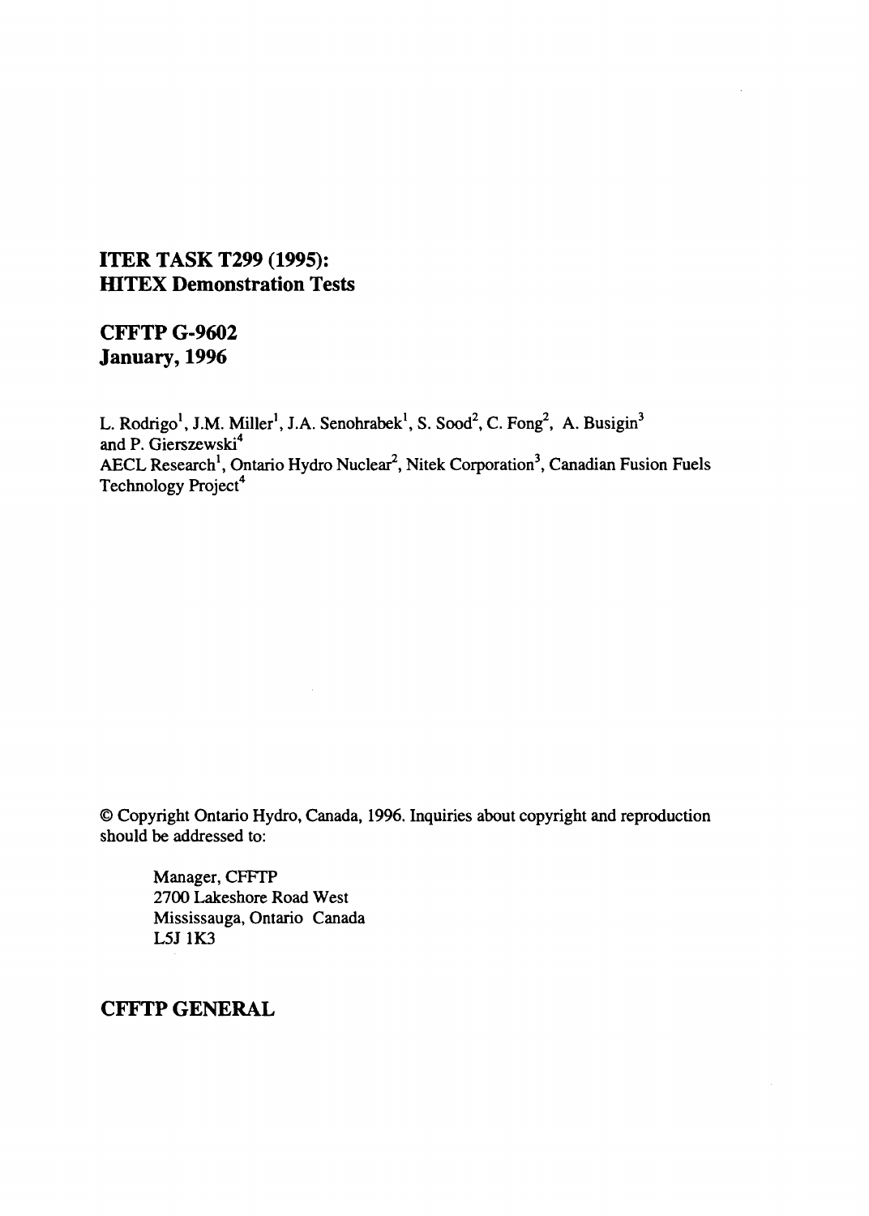# ITER TASK T299 (1995): HITEX Demonstration Tests

## CFFTP G-9602
## January, 1996

L. Rodrigo[1], J.M. Miller[1], J.A. Senohrabek[1], S. Sood[2], C. Fong[2], A. Busigin[3] and P. Gierszewski[4]
AECL Research[1], Ontario Hydro Nuclear[2], Nitek Corporation[3], Canadian Fusion Fuels Technology Project[4]

© Copyright Ontario Hydro, Canada, 1996. Inquiries about copyright and reproduction should be addressed to:

Manager, CFFTP
2700 Lakeshore Road West
Mississauga, Ontario Canada
L5J 1K3

## CFFTP GENERAL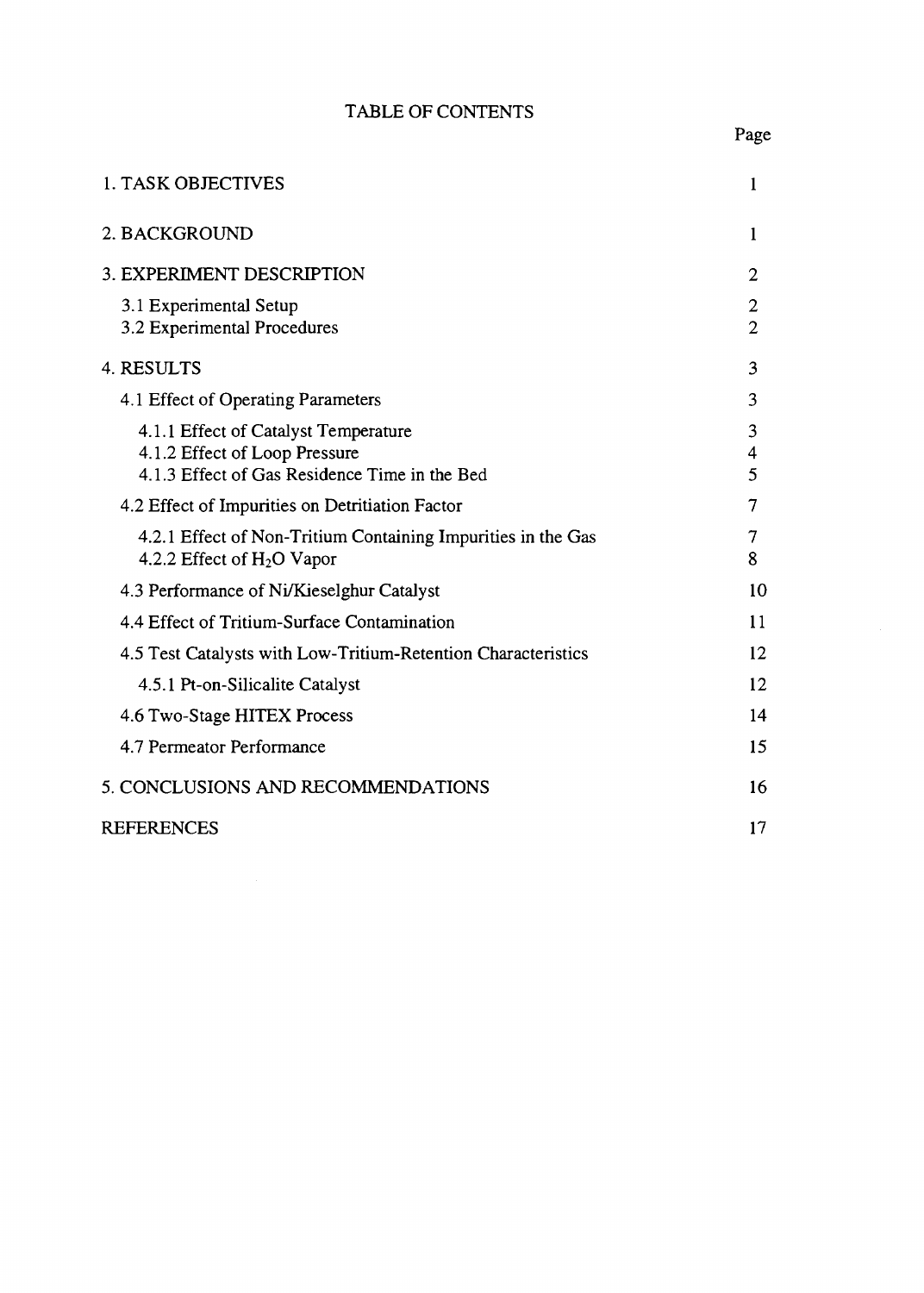# TABLE OF CONTENTS

| | Page |
|---|---|
| 1. TASK OBJECTIVES | 1 |
| 2. BACKGROUND | 1 |
| 3. EXPERIMENT DESCRIPTION | 2 |
| 3.1 Experimental Setup | 2 |
| 3.2 Experimental Procedures | 2 |
| 4. RESULTS | 3 |
| 4.1 Effect of Operating Parameters | 3 |
| 4.1.1 Effect of Catalyst Temperature | 3 |
| 4.1.2 Effect of Loop Pressure | 4 |
| 4.1.3 Effect of Gas Residence Time in the Bed | 5 |
| 4.2 Effect of Impurities on Detritiation Factor | 7 |
| 4.2.1 Effect of Non-Tritium Containing Impurities in the Gas | 7 |
| 4.2.2 Effect of $H_2O$ Vapor | 8 |
| 4.3 Performance of Ni/Kieselghur Catalyst | 10 |
| 4.4 Effect of Tritium-Surface Contamination | 11 |
| 4.5 Test Catalysts with Low-Tritium-Retention Characteristics | 12 |
| 4.5.1 Pt-on-Silicalite Catalyst | 12 |
| 4.6 Two-Stage HITEX Process | 14 |
| 4.7 Permeator Performance | 15 |
| 5. CONCLUSIONS AND RECOMMENDATIONS | 16 |
| REFERENCES | 17 |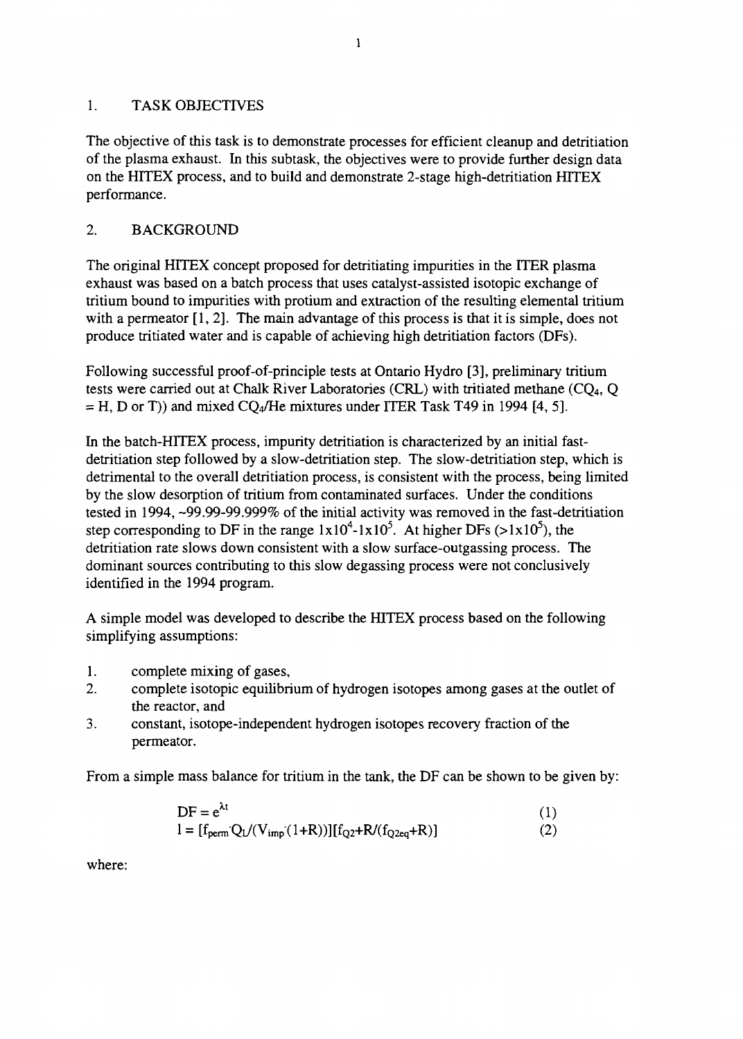## 1. TASK OBJECTIVES

The objective of this task is to demonstrate processes for efficient cleanup and detritiation of the plasma exhaust. In this subtask, the objectives were to provide further design data on the HITEX process, and to build and demonstrate 2-stage high-detritiation HITEX performance.

## 2. BACKGROUND

The original HITEX concept proposed for detritiating impurities in the ITER plasma exhaust was based on a batch process that uses catalyst-assisted isotopic exchange of tritium bound to impurities with protium and extraction of the resulting elemental tritium with a permeator [1, 2]. The main advantage of this process is that it is simple, does not produce tritiated water and is capable of achieving high detritiation factors (DFs).

Following successful proof-of-principle tests at Ontario Hydro [3], preliminary tritium tests were carried out at Chalk River Laboratories (CRL) with tritiated methane ($CQ_4$, Q = H, D or T)) and mixed $CQ_4$/He mixtures under ITER Task T49 in 1994 [4, 5].

In the batch-HITEX process, impurity detritiation is characterized by an initial fast-detritiation step followed by a slow-detritiation step. The slow-detritiation step, which is detrimental to the overall detritiation process, is consistent with the process, being limited by the slow desorption of tritium from contaminated surfaces. Under the conditions tested in 1994, ~99.99-99.999% of the initial activity was removed in the fast-detritiation step corresponding to DF in the range $1x10^4$-$1x10^5$. At higher DFs ($>1x10^5$), the detritiation rate slows down consistent with a slow surface-outgassing process. The dominant sources contributing to this slow degassing process were not conclusively identified in the 1994 program.

A simple model was developed to describe the HITEX process based on the following simplifying assumptions:

1. complete mixing of gases,
2. complete isotopic equilibrium of hydrogen isotopes among gases at the outlet of the reactor, and
3. constant, isotope-independent hydrogen isotopes recovery fraction of the permeator.

From a simple mass balance for tritium in the tank, the DF can be shown to be given by:

$$DF = e^{\lambda t} \tag{1}$$

$$l = [f_{perm} \cdot Q_L / (V_{imp} \cdot (1+R))][f_{Q2} + R/(f_{Q2eq} + R)] \tag{2}$$

where: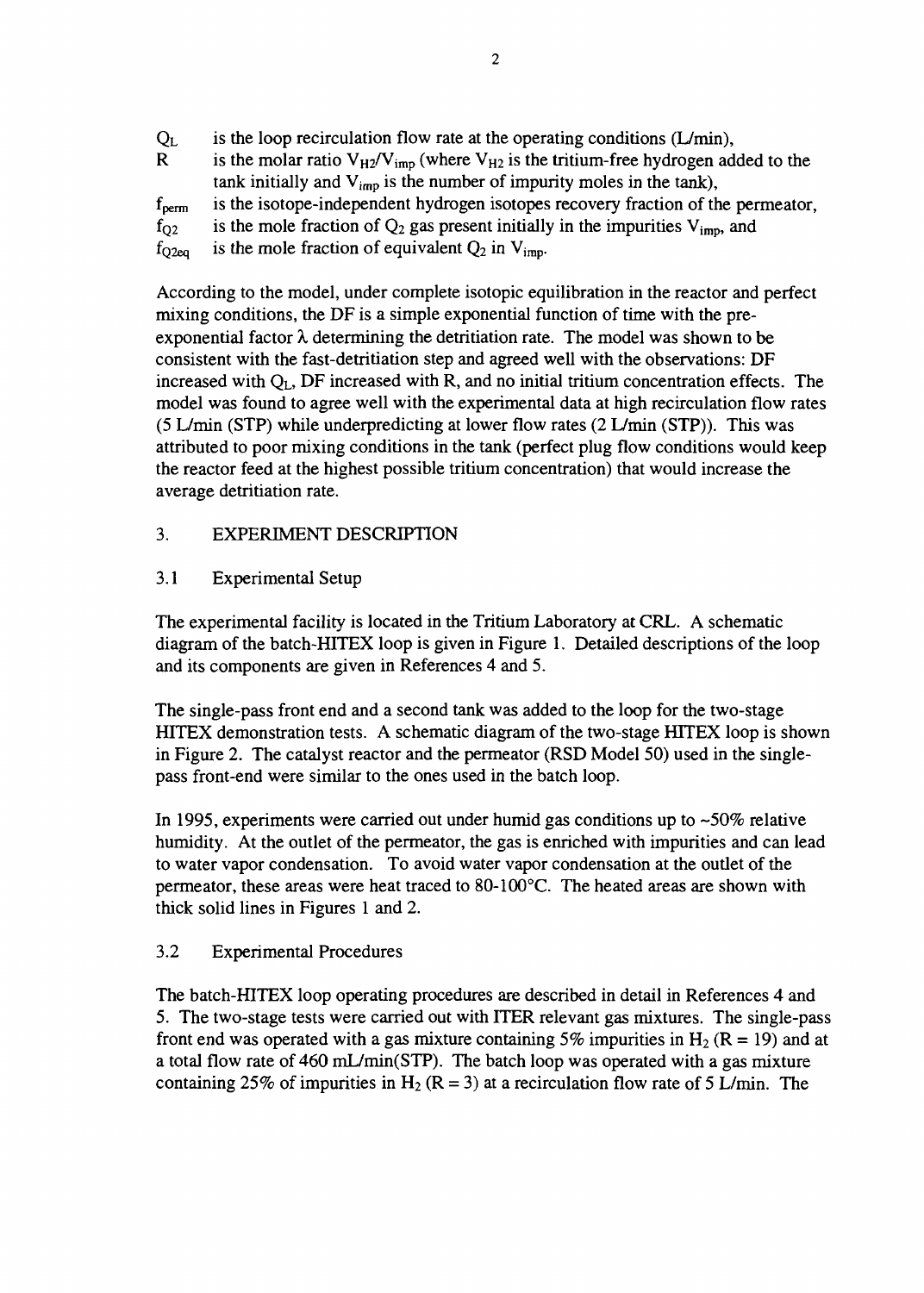$Q_L$ is the loop recirculation flow rate at the operating conditions (L/min),

$R$ is the molar ratio $V_{H2}/V_{imp}$ (where $V_{H2}$ is the tritium-free hydrogen added to the tank initially and $V_{imp}$ is the number of impurity moles in the tank),

$f_{perm}$ is the isotope-independent hydrogen isotopes recovery fraction of the permeator,

$f_{Q2}$ is the mole fraction of $Q_2$ gas present initially in the impurities $V_{imp}$, and

$f_{Q2eq}$ is the mole fraction of equivalent $Q_2$ in $V_{imp}$.

According to the model, under complete isotopic equilibration in the reactor and perfect mixing conditions, the DF is a simple exponential function of time with the pre-exponential factor $\lambda$ determining the detritiation rate. The model was shown to be consistent with the fast-detritiation step and agreed well with the observations: DF increased with $Q_L$, DF increased with R, and no initial tritium concentration effects. The model was found to agree well with the experimental data at high recirculation flow rates (5 L/min (STP) while underpredicting at lower flow rates (2 L/min (STP)). This was attributed to poor mixing conditions in the tank (perfect plug flow conditions would keep the reactor feed at the highest possible tritium concentration) that would increase the average detritiation rate.

## 3. EXPERIMENT DESCRIPTION

### 3.1 Experimental Setup

The experimental facility is located in the Tritium Laboratory at CRL. A schematic diagram of the batch-HITEX loop is given in Figure 1. Detailed descriptions of the loop and its components are given in References 4 and 5.

The single-pass front end and a second tank was added to the loop for the two-stage HITEX demonstration tests. A schematic diagram of the two-stage HITEX loop is shown in Figure 2. The catalyst reactor and the permeator (RSD Model 50) used in the single-pass front-end were similar to the ones used in the batch loop.

In 1995, experiments were carried out under humid gas conditions up to ~50% relative humidity. At the outlet of the permeator, the gas is enriched with impurities and can lead to water vapor condensation. To avoid water vapor condensation at the outlet of the permeator, these areas were heat traced to 80-100°C. The heated areas are shown with thick solid lines in Figures 1 and 2.

### 3.2 Experimental Procedures

The batch-HITEX loop operating procedures are described in detail in References 4 and 5. The two-stage tests were carried out with ITER relevant gas mixtures. The single-pass front end was operated with a gas mixture containing 5% impurities in $H_2$ (R = 19) and at a total flow rate of 460 mL/min(STP). The batch loop was operated with a gas mixture containing 25% of impurities in $H_2$ (R = 3) at a recirculation flow rate of 5 L/min. The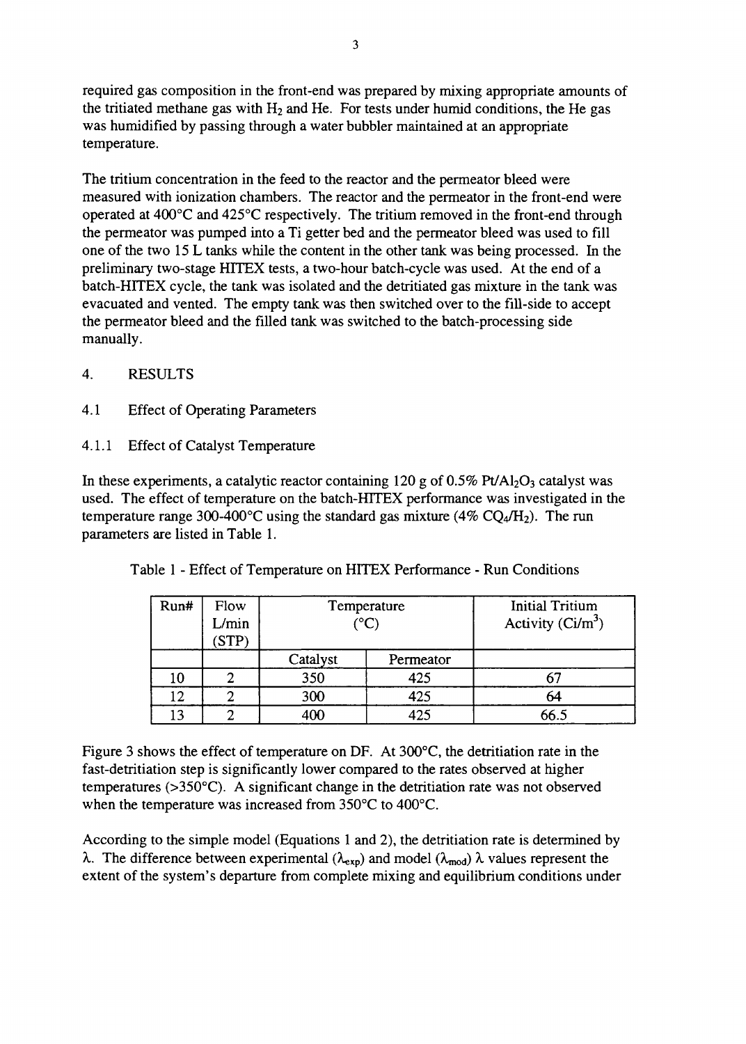required gas composition in the front-end was prepared by mixing appropriate amounts of the tritiated methane gas with $H_2$ and He. For tests under humid conditions, the He gas was humidified by passing through a water bubbler maintained at an appropriate temperature.

The tritium concentration in the feed to the reactor and the permeator bleed were measured with ionization chambers. The reactor and the permeator in the front-end were operated at 400°C and 425°C respectively. The tritium removed in the front-end through the permeator was pumped into a Ti getter bed and the permeator bleed was used to fill one of the two 15 L tanks while the content in the other tank was being processed. In the preliminary two-stage HITEX tests, a two-hour batch-cycle was used. At the end of a batch-HITEX cycle, the tank was isolated and the detritiated gas mixture in the tank was evacuated and vented. The empty tank was then switched over to the fill-side to accept the permeator bleed and the filled tank was switched to the batch-processing side manually.

## 4. RESULTS

### 4.1 Effect of Operating Parameters

#### 4.1.1 Effect of Catalyst Temperature

In these experiments, a catalytic reactor containing 120 g of 0.5% $Pt/Al_2O_3$ catalyst was used. The effect of temperature on the batch-HITEX performance was investigated in the temperature range 300-400°C using the standard gas mixture (4% $CQ_4/H_2$). The run parameters are listed in Table 1.

Table 1 - Effect of Temperature on HITEX Performance - Run Conditions

| Run# | Flow L/min (STP) | Temperature (°C) | | Initial Tritium Activity (Ci/m$^3$) |
|---|---|---|---|---|
| | | Catalyst | Permeator | |
| 10 | 2 | 350 | 425 | 67 |
| 12 | 2 | 300 | 425 | 64 |
| 13 | 2 | 400 | 425 | 66.5 |

Figure 3 shows the effect of temperature on DF. At 300°C, the detritiation rate in the fast-detritiation step is significantly lower compared to the rates observed at higher temperatures (>350°C). A significant change in the detritiation rate was not observed when the temperature was increased from 350°C to 400°C.

According to the simple model (Equations 1 and 2), the detritiation rate is determined by $\lambda$. The difference between experimental ($\lambda_{exp}$) and model ($\lambda_{mod}$) $\lambda$ values represent the extent of the system's departure from complete mixing and equilibrium conditions under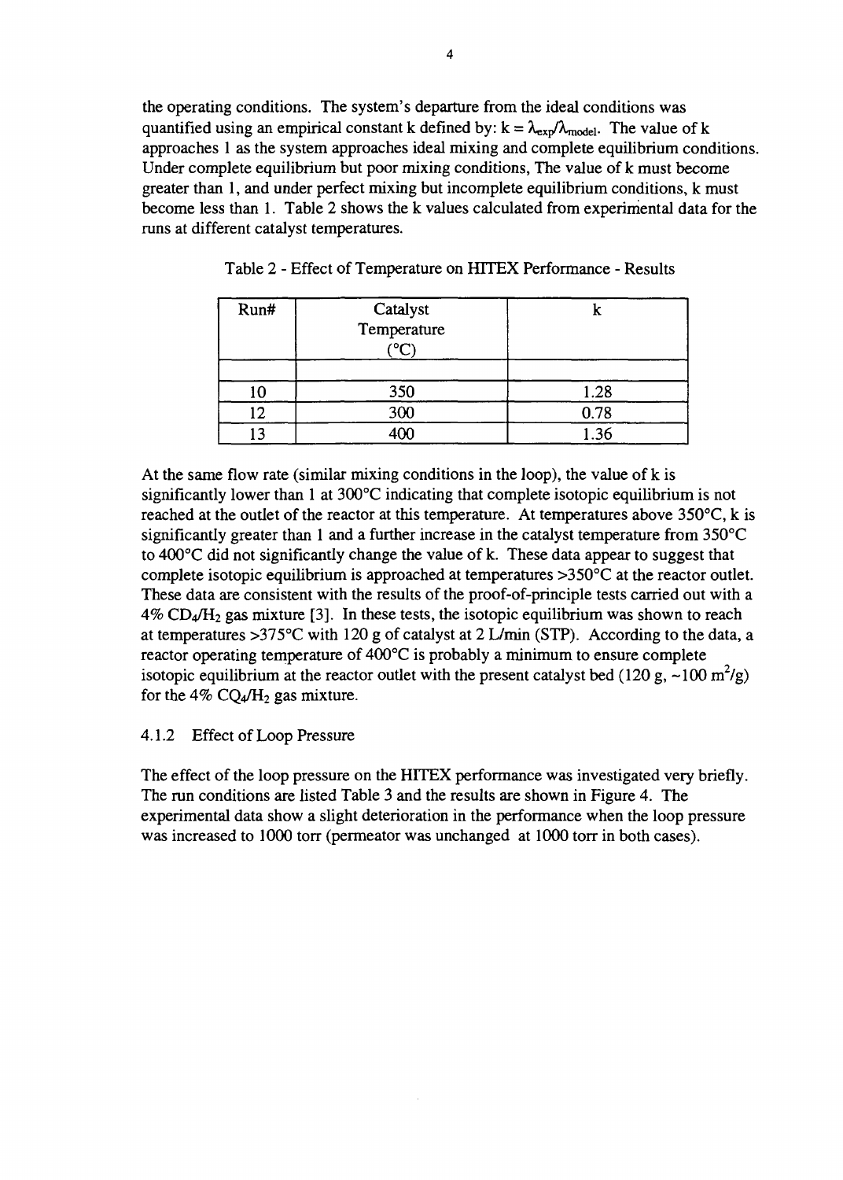the operating conditions. The system's departure from the ideal conditions was quantified using an empirical constant k defined by: $k = \lambda_{exp}/\lambda_{model}$. The value of k approaches 1 as the system approaches ideal mixing and complete equilibrium conditions. Under complete equilibrium but poor mixing conditions, The value of k must become greater than 1, and under perfect mixing but incomplete equilibrium conditions, k must become less than 1. Table 2 shows the k values calculated from experimental data for the runs at different catalyst temperatures.

Table 2 - Effect of Temperature on HITEX Performance - Results

| Run# | Catalyst Temperature (°C) | k |
|---|---|---|
| | | |
| 10 | 350 | 1.28 |
| 12 | 300 | 0.78 |
| 13 | 400 | 1.36 |

At the same flow rate (similar mixing conditions in the loop), the value of k is significantly lower than 1 at 300°C indicating that complete isotopic equilibrium is not reached at the outlet of the reactor at this temperature. At temperatures above 350°C, k is significantly greater than 1 and a further increase in the catalyst temperature from 350°C to 400°C did not significantly change the value of k. These data appear to suggest that complete isotopic equilibrium is approached at temperatures >350°C at the reactor outlet. These data are consistent with the results of the proof-of-principle tests carried out with a 4% $CD_4/H_2$ gas mixture [3]. In these tests, the isotopic equilibrium was shown to reach at temperatures >375°C with 120 g of catalyst at 2 L/min (STP). According to the data, a reactor operating temperature of 400°C is probably a minimum to ensure complete isotopic equilibrium at the reactor outlet with the present catalyst bed (120 g, ~100 $m^2/g$) for the 4% $CQ_4/H_2$ gas mixture.

### 4.1.2 Effect of Loop Pressure

The effect of the loop pressure on the HITEX performance was investigated very briefly. The run conditions are listed Table 3 and the results are shown in Figure 4. The experimental data show a slight deterioration in the performance when the loop pressure was increased to 1000 torr (permeator was unchanged at 1000 torr in both cases).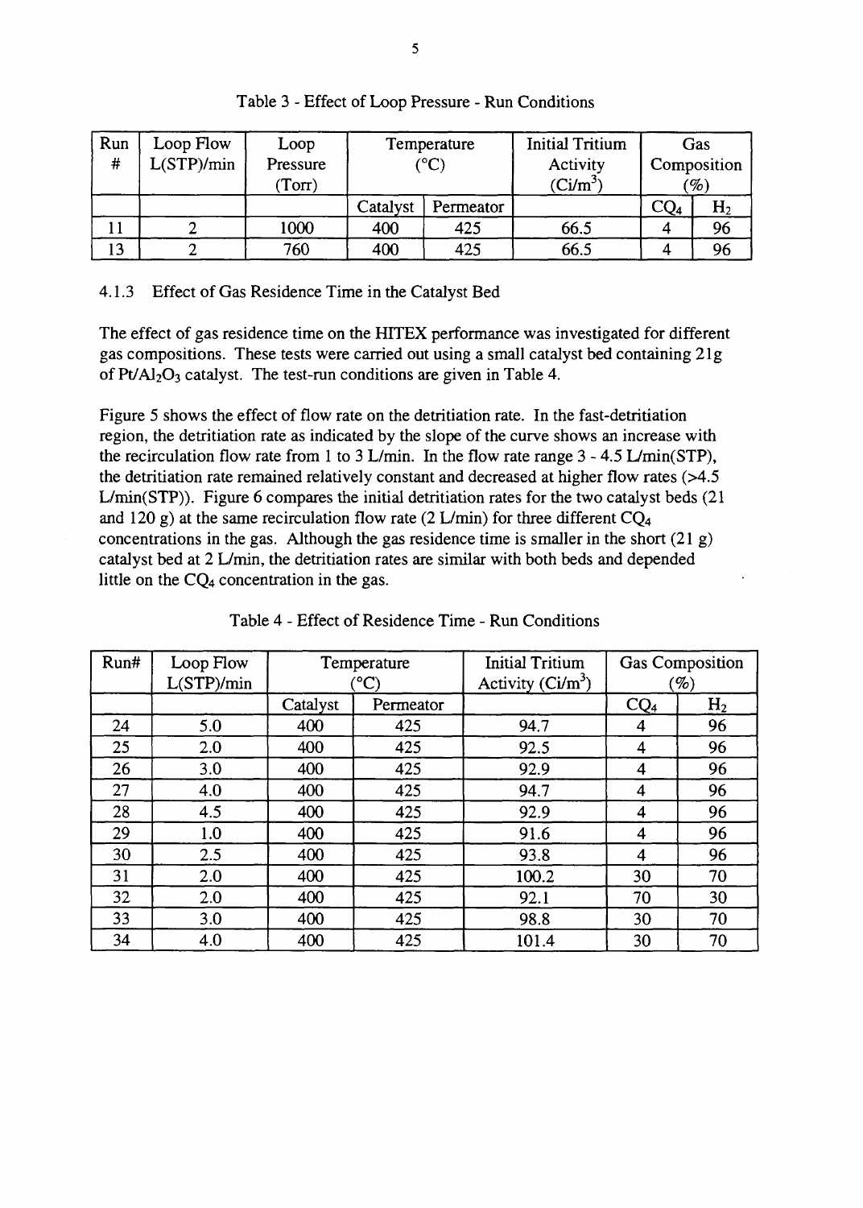Table 3 - Effect of Loop Pressure - Run Conditions

| Run # | Loop Flow L(STP)/min | Loop Pressure (Torr) | Temperature (°C) | | Initial Tritium Activity (Ci/m$^3$) | Gas Composition (%) | |
|---|---|---|---|---|---|---|---|
| | | | Catalyst | Permeator | | $CQ_4$ | $H_2$ |
| 11 | 2 | 1000 | 400 | 425 | 66.5 | 4 | 96 |
| 13 | 2 | 760 | 400 | 425 | 66.5 | 4 | 96 |

### 4.1.3 Effect of Gas Residence Time in the Catalyst Bed

The effect of gas residence time on the HITEX performance was investigated for different gas compositions. These tests were carried out using a small catalyst bed containing 21g of $Pt/Al_2O_3$ catalyst. The test-run conditions are given in Table 4.

Figure 5 shows the effect of flow rate on the detritiation rate. In the fast-detritiation region, the detritiation rate as indicated by the slope of the curve shows an increase with the recirculation flow rate from 1 to 3 L/min. In the flow rate range 3 - 4.5 L/min(STP), the detritiation rate remained relatively constant and decreased at higher flow rates (>4.5 L/min(STP)). Figure 6 compares the initial detritiation rates for the two catalyst beds (21 and 120 g) at the same recirculation flow rate (2 L/min) for three different $CQ_4$ concentrations in the gas. Although the gas residence time is smaller in the short (21 g) catalyst bed at 2 L/min, the detritiation rates are similar with both beds and depended little on the $CQ_4$ concentration in the gas.

Table 4 - Effect of Residence Time - Run Conditions

| Run# | Loop Flow L(STP)/min | Temperature (°C) | | Initial Tritium Activity (Ci/m$^3$) | Gas Composition (%) | |
|---|---|---|---|---|---|---|
| | | Catalyst | Permeator | | $CQ_4$ | $H_2$ |
| 24 | 5.0 | 400 | 425 | 94.7 | 4 | 96 |
| 25 | 2.0 | 400 | 425 | 92.5 | 4 | 96 |
| 26 | 3.0 | 400 | 425 | 92.9 | 4 | 96 |
| 27 | 4.0 | 400 | 425 | 94.7 | 4 | 96 |
| 28 | 4.5 | 400 | 425 | 92.9 | 4 | 96 |
| 29 | 1.0 | 400 | 425 | 91.6 | 4 | 96 |
| 30 | 2.5 | 400 | 425 | 93.8 | 4 | 96 |
| 31 | 2.0 | 400 | 425 | 100.2 | 30 | 70 |
| 32 | 2.0 | 400 | 425 | 92.1 | 70 | 30 |
| 33 | 3.0 | 400 | 425 | 98.8 | 30 | 70 |
| 34 | 4.0 | 400 | 425 | 101.4 | 30 | 70 |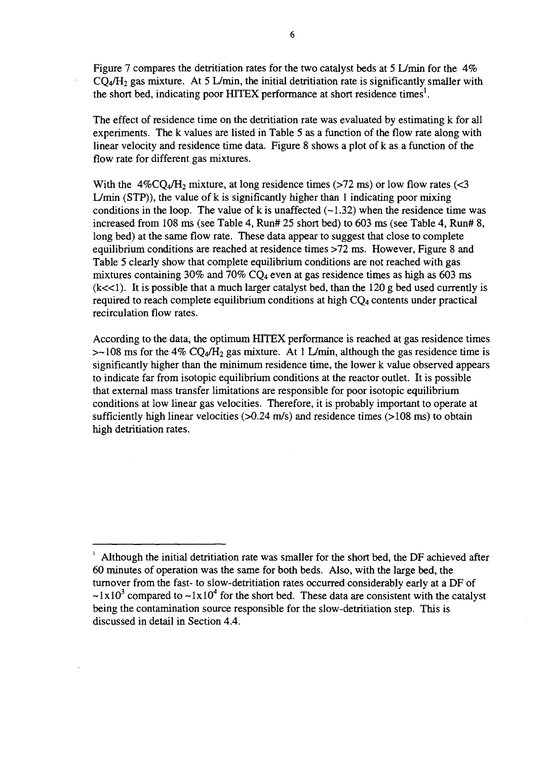Figure 7 compares the detritiation rates for the two catalyst beds at 5 L/min for the 4% $CQ_4/H_2$ gas mixture. At 5 L/min, the initial detritiation rate is significantly smaller with the short bed, indicating poor HITEX performance at short residence times[1].

The effect of residence time on the detritiation rate was evaluated by estimating k for all experiments. The k values are listed in Table 5 as a function of the flow rate along with linear velocity and residence time data. Figure 8 shows a plot of k as a function of the flow rate for different gas mixtures.

With the 4% $CQ_4/H_2$ mixture, at long residence times (>72 ms) or low flow rates (<3 L/min (STP)), the value of k is significantly higher than 1 indicating poor mixing conditions in the loop. The value of k is unaffected (~1.32) when the residence time was increased from 108 ms (see Table 4, Run# 25 short bed) to 603 ms (see Table 4, Run# 8, long bed) at the same flow rate. These data appear to suggest that close to complete equilibrium conditions are reached at residence times >72 ms. However, Figure 8 and Table 5 clearly show that complete equilibrium conditions are not reached with gas mixtures containing 30% and 70% $CQ_4$ even at gas residence times as high as 603 ms (k<<1). It is possible that a much larger catalyst bed, than the 120 g bed used currently is required to reach complete equilibrium conditions at high $CQ_4$ contents under practical recirculation flow rates.

According to the data, the optimum HITEX performance is reached at gas residence times >~108 ms for the 4% $CQ_4/H_2$ gas mixture. At 1 L/min, although the gas residence time is significantly higher than the minimum residence time, the lower k value observed appears to indicate far from isotopic equilibrium conditions at the reactor outlet. It is possible that external mass transfer limitations are responsible for poor isotopic equilibrium conditions at low linear gas velocities. Therefore, it is probably important to operate at sufficiently high linear velocities (>0.24 m/s) and residence times (>108 ms) to obtain high detritiation rates.

---

[1] Although the initial detritiation rate was smaller for the short bed, the DF achieved after 60 minutes of operation was the same for both beds. Also, with the large bed, the turnover from the fast- to slow-detritiation rates occurred considerably early at a DF of $\sim 1 \times 10^3$ compared to $\sim 1 \times 10^4$ for the short bed. These data are consistent with the catalyst being the contamination source responsible for the slow-detritiation step. This is discussed in detail in Section 4.4.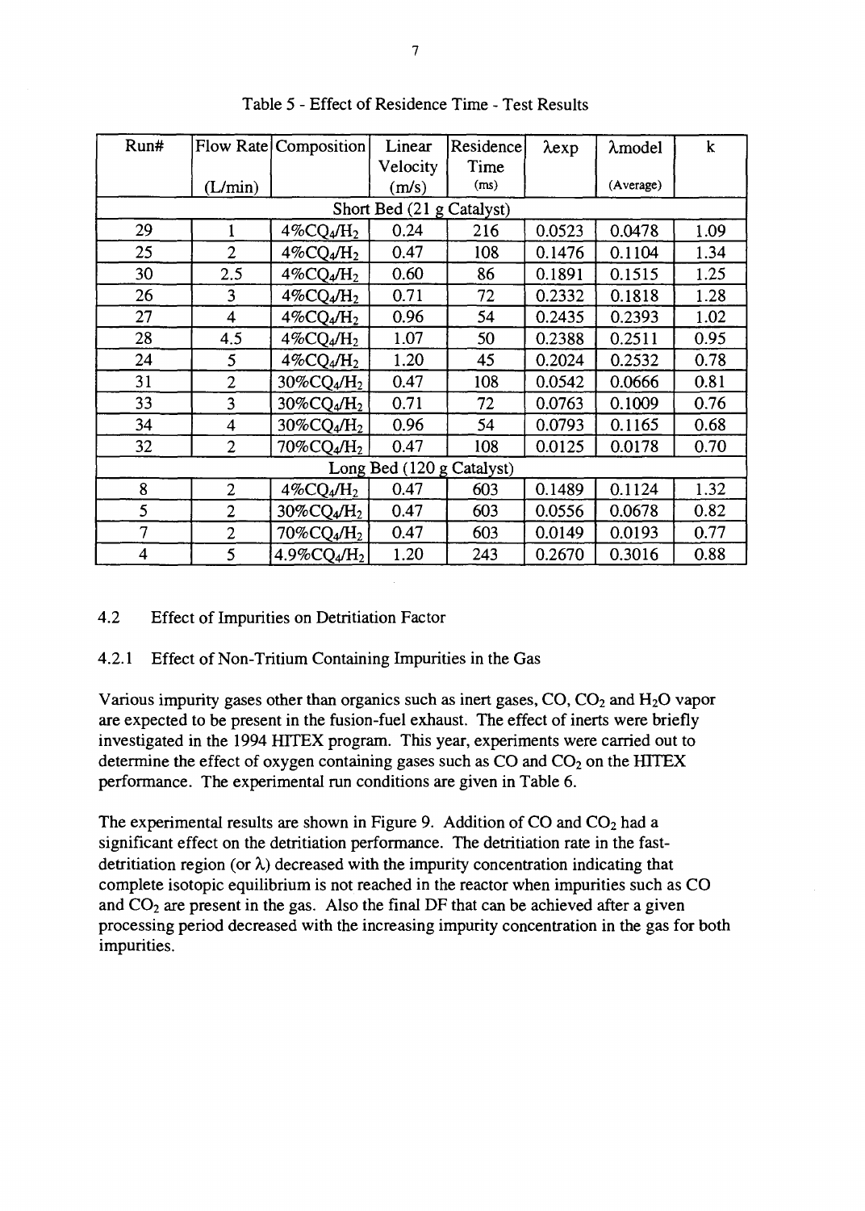Table 5 - Effect of Residence Time - Test Results

| Run# | Flow Rate (L/min) | Composition | Linear Velocity (m/s) | Residence Time (ms) | λexp | λmodel (Average) | k |
|---|---|---|---|---|---|---|---|
| Short Bed (21 g Catalyst) | | | | | | | |
| 29 | 1 | 4%$CQ_4/H_2$ | 0.24 | 216 | 0.0523 | 0.0478 | 1.09 |
| 25 | 2 | 4%$CQ_4/H_2$ | 0.47 | 108 | 0.1476 | 0.1104 | 1.34 |
| 30 | 2.5 | 4%$CQ_4/H_2$ | 0.60 | 86 | 0.1891 | 0.1515 | 1.25 |
| 26 | 3 | 4%$CQ_4/H_2$ | 0.71 | 72 | 0.2332 | 0.1818 | 1.28 |
| 27 | 4 | 4%$CQ_4/H_2$ | 0.96 | 54 | 0.2435 | 0.2393 | 1.02 |
| 28 | 4.5 | 4%$CQ_4/H_2$ | 1.07 | 50 | 0.2388 | 0.2511 | 0.95 |
| 24 | 5 | 4%$CQ_4/H_2$ | 1.20 | 45 | 0.2024 | 0.2532 | 0.78 |
| 31 | 2 | 30%$CQ_4/H_2$ | 0.47 | 108 | 0.0542 | 0.0666 | 0.81 |
| 33 | 3 | 30%$CQ_4/H_2$ | 0.71 | 72 | 0.0763 | 0.1009 | 0.76 |
| 34 | 4 | 30%$CQ_4/H_2$ | 0.96 | 54 | 0.0793 | 0.1165 | 0.68 |
| 32 | 2 | 70%$CQ_4/H_2$ | 0.47 | 108 | 0.0125 | 0.0178 | 0.70 |
| Long Bed (120 g Catalyst) | | | | | | | |
| 8 | 2 | 4%$CQ_4/H_2$ | 0.47 | 603 | 0.1489 | 0.1124 | 1.32 |
| 5 | 2 | 30%$CQ_4/H_2$ | 0.47 | 603 | 0.0556 | 0.0678 | 0.82 |
| 7 | 2 | 70%$CQ_4/H_2$ | 0.47 | 603 | 0.0149 | 0.0193 | 0.77 |
| 4 | 5 | 4.9%$CQ_4/H_2$ | 1.20 | 243 | 0.2670 | 0.3016 | 0.88 |

## 4.2 Effect of Impurities on Detritiation Factor

### 4.2.1 Effect of Non-Tritium Containing Impurities in the Gas

Various impurity gases other than organics such as inert gases, CO, $CO_2$ and $H_2O$ vapor are expected to be present in the fusion-fuel exhaust. The effect of inerts were briefly investigated in the 1994 HITEX program. This year, experiments were carried out to determine the effect of oxygen containing gases such as CO and $CO_2$ on the HITEX performance. The experimental run conditions are given in Table 6.

The experimental results are shown in Figure 9. Addition of CO and $CO_2$ had a significant effect on the detritiation performance. The detritiation rate in the fast-detritiation region (or λ) decreased with the impurity concentration indicating that complete isotopic equilibrium is not reached in the reactor when impurities such as CO and $CO_2$ are present in the gas. Also the final DF that can be achieved after a given processing period decreased with the increasing impurity concentration in the gas for both impurities.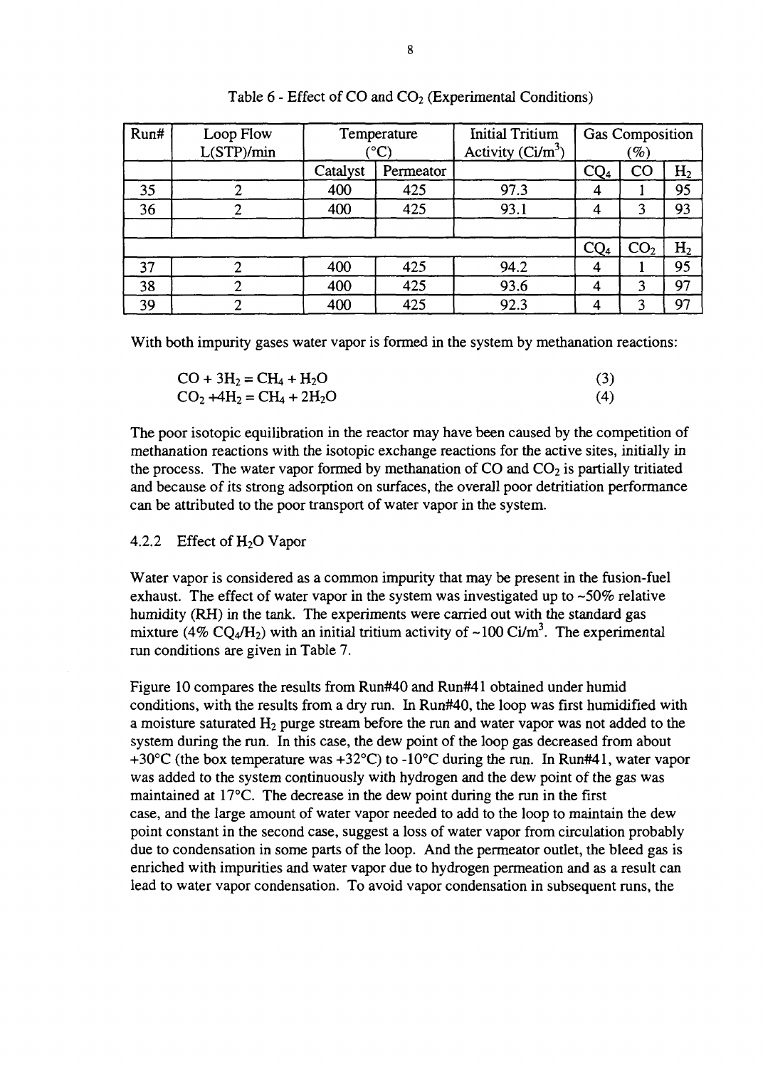Table 6 - Effect of CO and $CO_2$ (Experimental Conditions)

| Run# | Loop Flow L(STP)/min | Temperature (°C) | | Initial Tritium Activity (Ci/m$^3$) | Gas Composition (%) | | |
|---|---|---|---|---|---|---|---|
| | | Catalyst | Permeator | | $CQ_4$ | CO | $H_2$ |
| 35 | 2 | 400 | 425 | 97.3 | 4 | 1 | 95 |
| 36 | 2 | 400 | 425 | 93.1 | 4 | 3 | 93 |
| | | | | | | | |
| | | | | | $CQ_4$ | $CO_2$ | $H_2$ |
| 37 | 2 | 400 | 425 | 94.2 | 4 | 1 | 95 |
| 38 | 2 | 400 | 425 | 93.6 | 4 | 3 | 97 |
| 39 | 2 | 400 | 425 | 92.3 | 4 | 3 | 97 |

With both impurity gases water vapor is formed in the system by methanation reactions:

$$CO + 3H_2 = CH_4 + H_2O \qquad (3)$$

$$CO_2 + 4H_2 = CH_4 + 2H_2O \qquad (4)$$

The poor isotopic equilibration in the reactor may have been caused by the competition of methanation reactions with the isotopic exchange reactions for the active sites, initially in the process. The water vapor formed by methanation of CO and $CO_2$ is partially tritiated and because of its strong adsorption on surfaces, the overall poor detritiation performance can be attributed to the poor transport of water vapor in the system.

#### 4.2.2 Effect of $H_2O$ Vapor

Water vapor is considered as a common impurity that may be present in the fusion-fuel exhaust. The effect of water vapor in the system was investigated up to ~50% relative humidity (RH) in the tank. The experiments were carried out with the standard gas mixture (4% $CQ_4/H_2$) with an initial tritium activity of ~100 Ci/m$^3$. The experimental run conditions are given in Table 7.

Figure 10 compares the results from Run#40 and Run#41 obtained under humid conditions, with the results from a dry run. In Run#40, the loop was first humidified with a moisture saturated $H_2$ purge stream before the run and water vapor was not added to the system during the run. In this case, the dew point of the loop gas decreased from about +30°C (the box temperature was +32°C) to -10°C during the run. In Run#41, water vapor was added to the system continuously with hydrogen and the dew point of the gas was maintained at 17°C. The decrease in the dew point during the run in the first case, and the large amount of water vapor needed to add to the loop to maintain the dew point constant in the second case, suggest a loss of water vapor from circulation probably due to condensation in some parts of the loop. And the permeator outlet, the bleed gas is enriched with impurities and water vapor due to hydrogen permeation and as a result can lead to water vapor condensation. To avoid vapor condensation in subsequent runs, the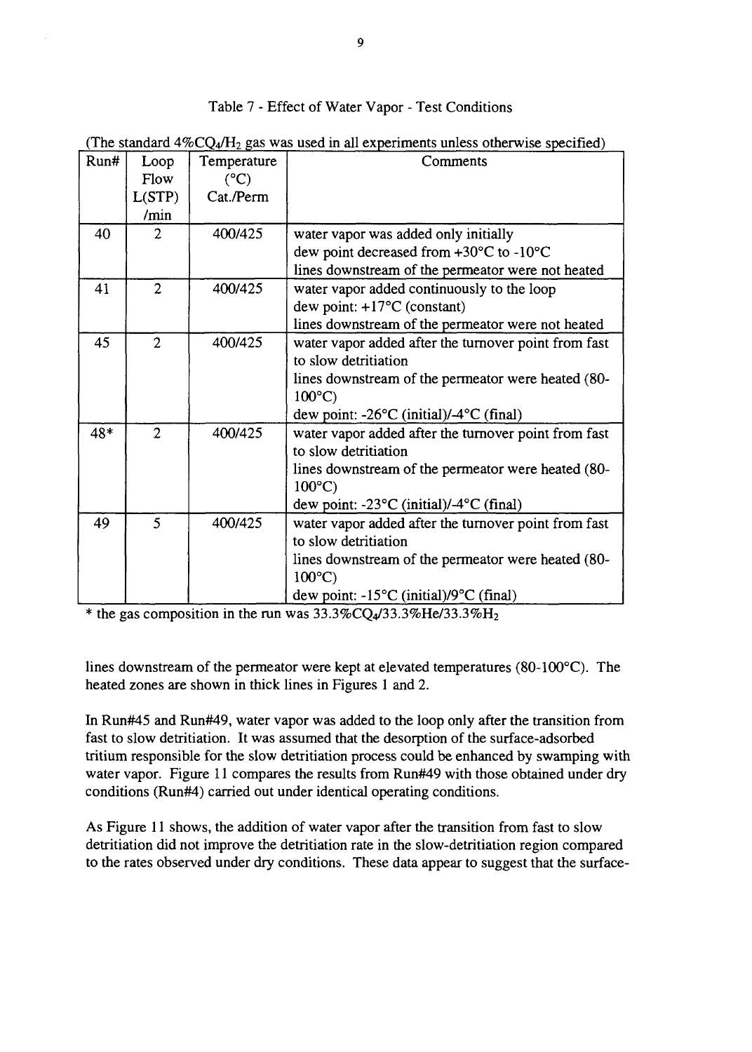Table 7 - Effect of Water Vapor - Test Conditions

(The standard 4%$CQ_4$/$H_2$ gas was used in all experiments unless otherwise specified)

| Run# | Loop Flow L(STP) /min | Temperature (°C) Cat./Perm | Comments |
|---|---|---|---|
| 40 | 2 | 400/425 | water vapor was added only initially<br>dew point decreased from +30°C to -10°C<br>lines downstream of the permeator were not heated |
| 41 | 2 | 400/425 | water vapor added continuously to the loop<br>dew point: +17°C (constant)<br>lines downstream of the permeator were not heated |
| 45 | 2 | 400/425 | water vapor added after the turnover point from fast to slow detritiation<br>lines downstream of the permeator were heated (80-100°C)<br>dew point: -26°C (initial)/-4°C (final) |
| 48* | 2 | 400/425 | water vapor added after the turnover point from fast to slow detritiation<br>lines downstream of the permeator were heated (80-100°C)<br>dew point: -23°C (initial)/-4°C (final) |
| 49 | 5 | 400/425 | water vapor added after the turnover point from fast to slow detritiation<br>lines downstream of the permeator were heated (80-100°C)<br>dew point: -15°C (initial)/9°C (final) |

* the gas composition in the run was 33.3%$CQ_4$/33.3%He/33.3%$H_2$

lines downstream of the permeator were kept at elevated temperatures (80-100°C). The heated zones are shown in thick lines in Figures 1 and 2.

In Run#45 and Run#49, water vapor was added to the loop only after the transition from fast to slow detritiation. It was assumed that the desorption of the surface-adsorbed tritium responsible for the slow detritiation process could be enhanced by swamping with water vapor. Figure 11 compares the results from Run#49 with those obtained under dry conditions (Run#4) carried out under identical operating conditions.

As Figure 11 shows, the addition of water vapor after the transition from fast to slow detritiation did not improve the detritiation rate in the slow-detritiation region compared to the rates observed under dry conditions. These data appear to suggest that the surface-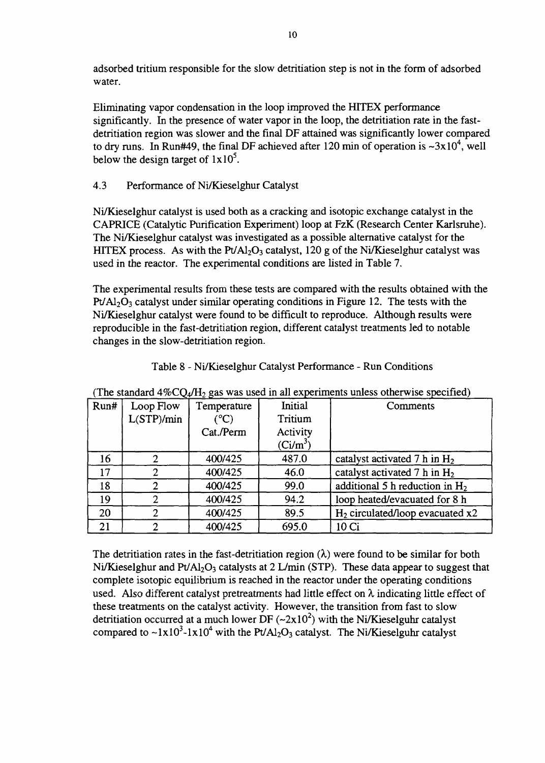adsorbed tritium responsible for the slow detritiation step is not in the form of adsorbed water.

Eliminating vapor condensation in the loop improved the HITEX performance significantly. In the presence of water vapor in the loop, the detritiation rate in the fast-detritiation region was slower and the final DF attained was significantly lower compared to dry runs. In Run#49, the final DF achieved after 120 min of operation is ~$3x10^4$, well below the design target of $1x10^5$.

## 4.3 Performance of Ni/Kieselghur Catalyst

Ni/Kieselghur catalyst is used both as a cracking and isotopic exchange catalyst in the CAPRICE (Catalytic Purification Experiment) loop at FzK (Research Center Karlsruhe). The Ni/Kieselghur catalyst was investigated as a possible alternative catalyst for the HITEX process. As with the $Pt/Al_2O_3$ catalyst, 120 g of the Ni/Kieselghur catalyst was used in the reactor. The experimental conditions are listed in Table 7.

The experimental results from these tests are compared with the results obtained with the $Pt/Al_2O_3$ catalyst under similar operating conditions in Figure 12. The tests with the Ni/Kieselghur catalyst were found to be difficult to reproduce. Although results were reproducible in the fast-detritiation region, different catalyst treatments led to notable changes in the slow-detritiation region.

Table 8 - Ni/Kieselghur Catalyst Performance - Run Conditions

(The standard 4%$CQ_4/H_2$ gas was used in all experiments unless otherwise specified)

| Run# | Loop Flow L(STP)/min | Temperature (°C) Cat./Perm | Initial Tritium Activity ($Ci/m^3$) | Comments |
|---|---|---|---|---|
| 16 | 2 | 400/425 | 487.0 | catalyst activated 7 h in $H_2$ |
| 17 | 2 | 400/425 | 46.0 | catalyst activated 7 h in $H_2$ |
| 18 | 2 | 400/425 | 99.0 | additional 5 h reduction in $H_2$ |
| 19 | 2 | 400/425 | 94.2 | loop heated/evacuated for 8 h |
| 20 | 2 | 400/425 | 89.5 | $H_2$ circulated/loop evacuated x2 |
| 21 | 2 | 400/425 | 695.0 | 10 Ci |

The detritiation rates in the fast-detritiation region ($\lambda$) were found to be similar for both Ni/Kieselghur and $Pt/Al_2O_3$ catalysts at 2 L/min (STP). These data appear to suggest that complete isotopic equilibrium is reached in the reactor under the operating conditions used. Also different catalyst pretreatments had little effect on $\lambda$ indicating little effect of these treatments on the catalyst activity. However, the transition from fast to slow detritiation occurred at a much lower DF (~$2x10^2$) with the Ni/Kieselguhr catalyst compared to ~$1x10^3$-$1x10^4$ with the $Pt/Al_2O_3$ catalyst. The Ni/Kieselguhr catalyst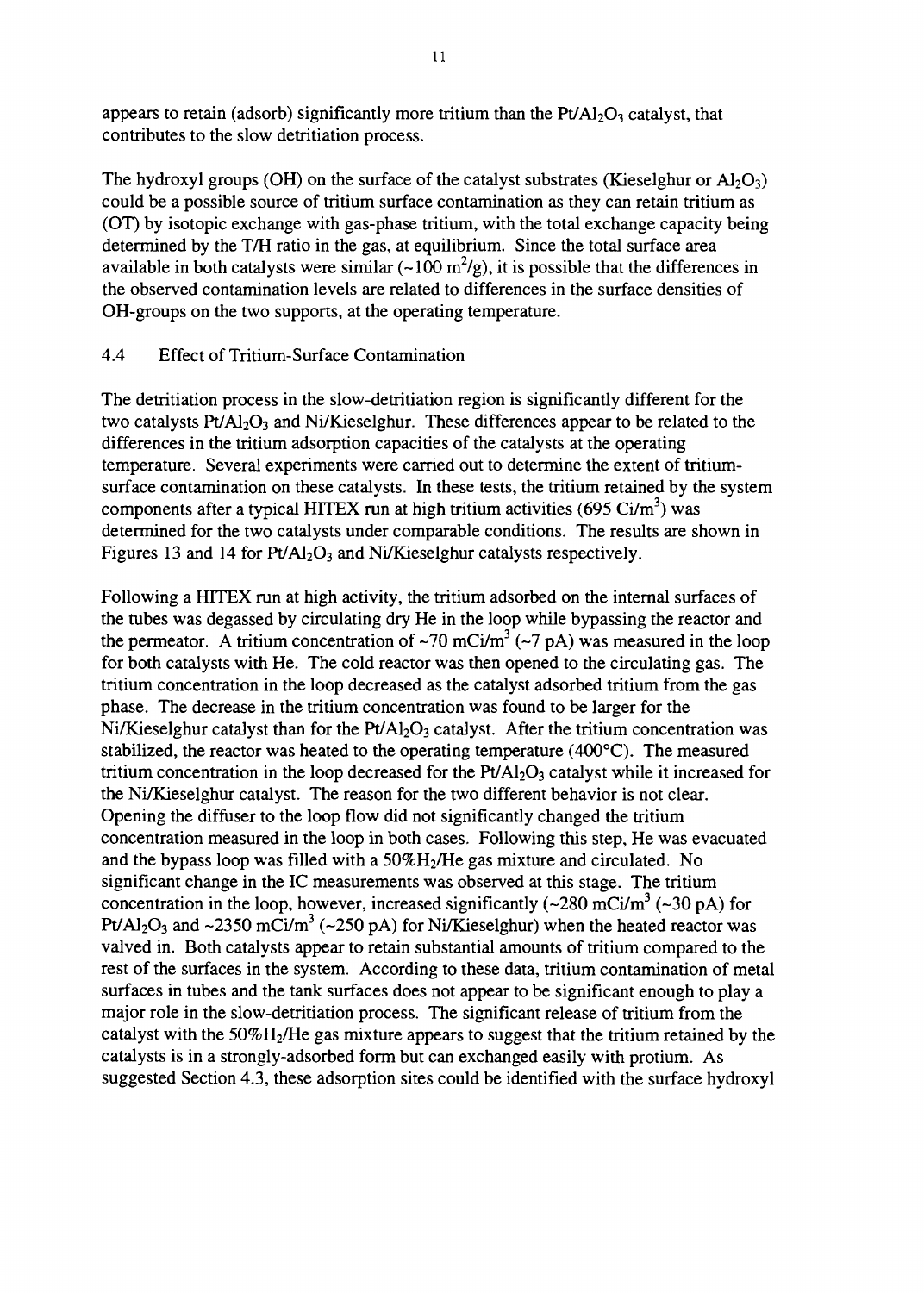appears to retain (adsorb) significantly more tritium than the $Pt/Al_2O_3$ catalyst, that contributes to the slow detritiation process.

The hydroxyl groups (OH) on the surface of the catalyst substrates (Kieselghur or $Al_2O_3$) could be a possible source of tritium surface contamination as they can retain tritium as (OT) by isotopic exchange with gas-phase tritium, with the total exchange capacity being determined by the T/H ratio in the gas, at equilibrium. Since the total surface area available in both catalysts were similar (~100 $m^2/g$), it is possible that the differences in the observed contamination levels are related to differences in the surface densities of OH-groups on the two supports, at the operating temperature.

### 4.4 Effect of Tritium-Surface Contamination

The detritiation process in the slow-detritiation region is significantly different for the two catalysts $Pt/Al_2O_3$ and Ni/Kieselghur. These differences appear to be related to the differences in the tritium adsorption capacities of the catalysts at the operating temperature. Several experiments were carried out to determine the extent of tritium-surface contamination on these catalysts. In these tests, the tritium retained by the system components after a typical HITEX run at high tritium activities (695 $Ci/m^3$) was determined for the two catalysts under comparable conditions. The results are shown in Figures 13 and 14 for $Pt/Al_2O_3$ and Ni/Kieselghur catalysts respectively.

Following a HITEX run at high activity, the tritium adsorbed on the internal surfaces of the tubes was degassed by circulating dry He in the loop while bypassing the reactor and the permeator. A tritium concentration of ~70 $mCi/m^3$ (~7 pA) was measured in the loop for both catalysts with He. The cold reactor was then opened to the circulating gas. The tritium concentration in the loop decreased as the catalyst adsorbed tritium from the gas phase. The decrease in the tritium concentration was found to be larger for the Ni/Kieselghur catalyst than for the $Pt/Al_2O_3$ catalyst. After the tritium concentration was stabilized, the reactor was heated to the operating temperature (400°C). The measured tritium concentration in the loop decreased for the $Pt/Al_2O_3$ catalyst while it increased for the Ni/Kieselghur catalyst. The reason for the two different behavior is not clear. Opening the diffuser to the loop flow did not significantly changed the tritium concentration measured in the loop in both cases. Following this step, He was evacuated and the bypass loop was filled with a 50%$H_2$/He gas mixture and circulated. No significant change in the IC measurements was observed at this stage. The tritium concentration in the loop, however, increased significantly (~280 $mCi/m^3$ (~30 pA) for $Pt/Al_2O_3$ and ~2350 $mCi/m^3$ (~250 pA) for Ni/Kieselghur) when the heated reactor was valved in. Both catalysts appear to retain substantial amounts of tritium compared to the rest of the surfaces in the system. According to these data, tritium contamination of metal surfaces in tubes and the tank surfaces does not appear to be significant enough to play a major role in the slow-detritiation process. The significant release of tritium from the catalyst with the 50%$H_2$/He gas mixture appears to suggest that the tritium retained by the catalysts is in a strongly-adsorbed form but can exchanged easily with protium. As suggested Section 4.3, these adsorption sites could be identified with the surface hydroxyl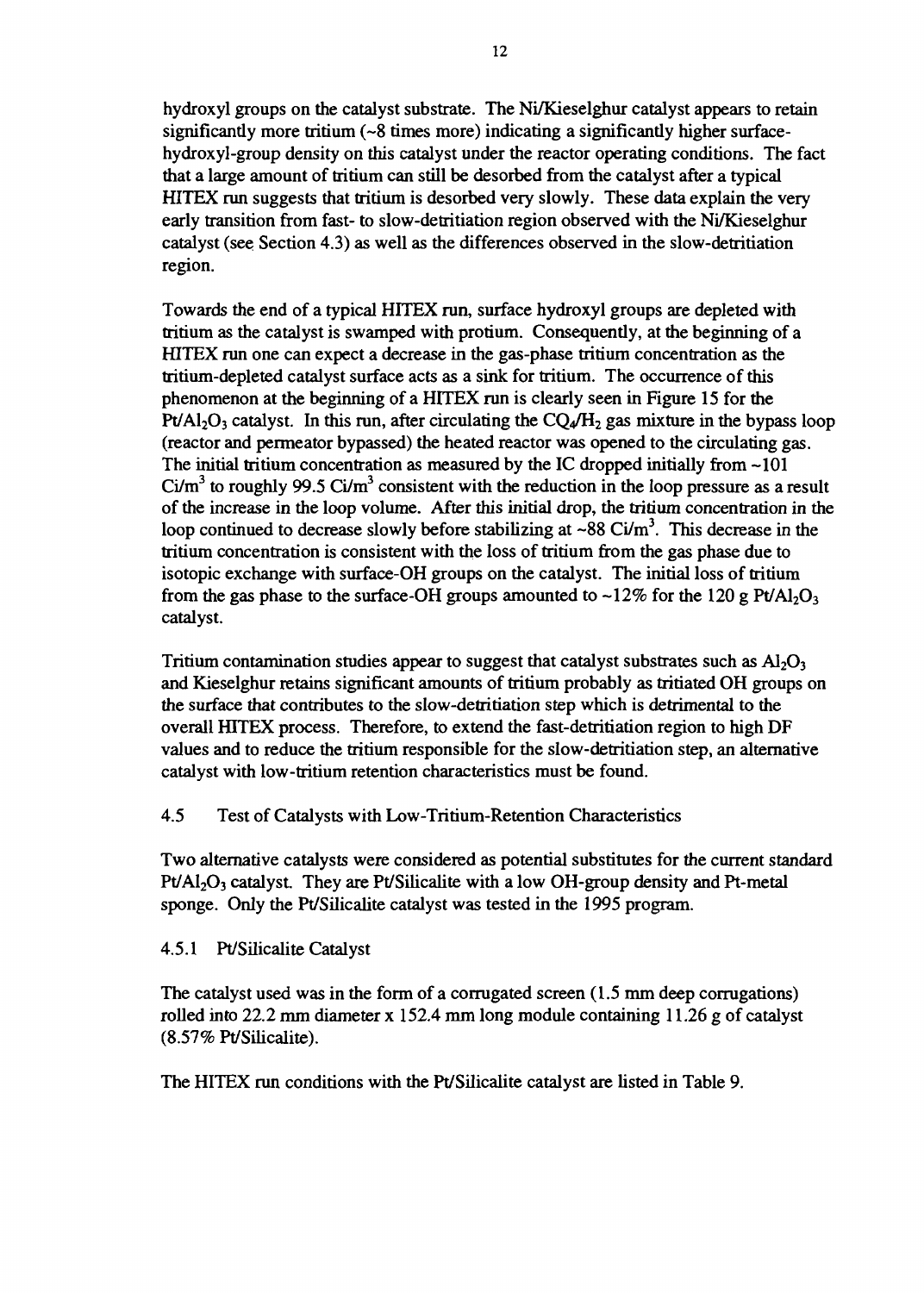hydroxyl groups on the catalyst substrate. The Ni/Kieselghur catalyst appears to retain significantly more tritium (~8 times more) indicating a significantly higher surface-hydroxyl-group density on this catalyst under the reactor operating conditions. The fact that a large amount of tritium can still be desorbed from the catalyst after a typical HITEX run suggests that tritium is desorbed very slowly. These data explain the very early transition from fast- to slow-detritiation region observed with the Ni/Kieselghur catalyst (see Section 4.3) as well as the differences observed in the slow-detritiation region.

Towards the end of a typical HITEX run, surface hydroxyl groups are depleted with tritium as the catalyst is swamped with protium. Consequently, at the beginning of a HITEX run one can expect a decrease in the gas-phase tritium concentration as the tritium-depleted catalyst surface acts as a sink for tritium. The occurrence of this phenomenon at the beginning of a HITEX run is clearly seen in Figure 15 for the $Pt/Al_2O_3$ catalyst. In this run, after circulating the $CQ_4/H_2$ gas mixture in the bypass loop (reactor and permeator bypassed) the heated reactor was opened to the circulating gas. The initial tritium concentration as measured by the IC dropped initially from ~101 $Ci/m^3$ to roughly 99.5 $Ci/m^3$ consistent with the reduction in the loop pressure as a result of the increase in the loop volume. After this initial drop, the tritium concentration in the loop continued to decrease slowly before stabilizing at ~88 $Ci/m^3$. This decrease in the tritium concentration is consistent with the loss of tritium from the gas phase due to isotopic exchange with surface-OH groups on the catalyst. The initial loss of tritium from the gas phase to the surface-OH groups amounted to ~12% for the 120 g $Pt/Al_2O_3$ catalyst.

Tritium contamination studies appear to suggest that catalyst substrates such as $Al_2O_3$ and Kieselghur retains significant amounts of tritium probably as tritiated OH groups on the surface that contributes to the slow-detritiation step which is detrimental to the overall HITEX process. Therefore, to extend the fast-detritiation region to high DF values and to reduce the tritium responsible for the slow-detritiation step, an alternative catalyst with low-tritium retention characteristics must be found.

### 4.5 Test of Catalysts with Low-Tritium-Retention Characteristics

Two alternative catalysts were considered as potential substitutes for the current standard $Pt/Al_2O_3$ catalyst. They are Pt/Silicalite with a low OH-group density and Pt-metal sponge. Only the Pt/Silicalite catalyst was tested in the 1995 program.

#### 4.5.1 Pt/Silicalite Catalyst

The catalyst used was in the form of a corrugated screen (1.5 mm deep corrugations) rolled into 22.2 mm diameter x 152.4 mm long module containing 11.26 g of catalyst (8.57% Pt/Silicalite).

The HITEX run conditions with the Pt/Silicalite catalyst are listed in Table 9.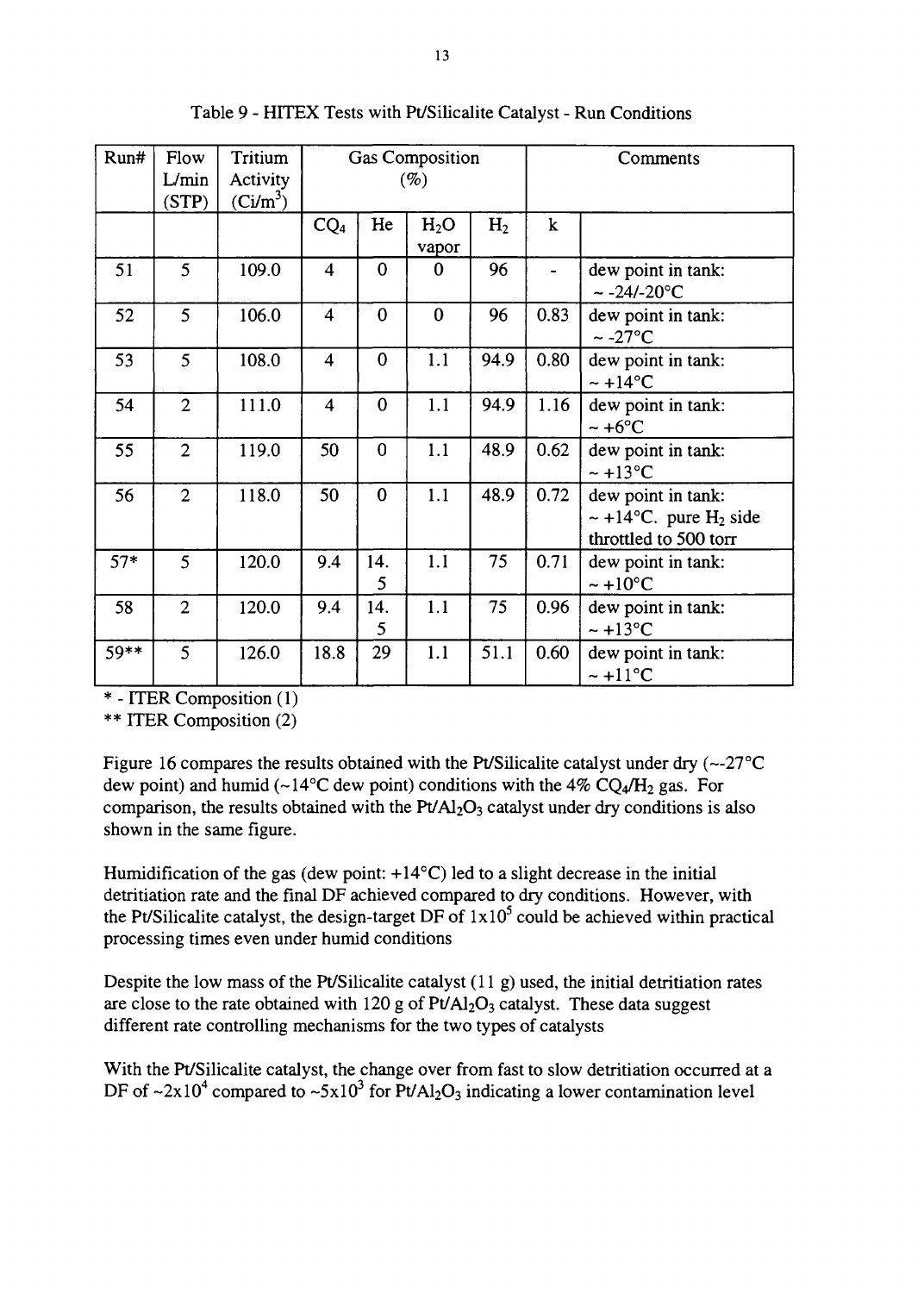Table 9 - HITEX Tests with Pt/Silicalite Catalyst - Run Conditions

| Run# | Flow L/min (STP) | Tritium Activity ($Ci/m^3$) | Gas Composition (%) | | | | Comments | |
|---|---|---|---|---|---|---|---|---|
| | | | $CQ_4$ | He | $H_2O$ vapor | $H_2$ | k | |
| 51 | 5 | 109.0 | 4 | 0 | 0 | 96 | - | dew point in tank: ~ -24/-20°C |
| 52 | 5 | 106.0 | 4 | 0 | 0 | 96 | 0.83 | dew point in tank: ~ -27°C |
| 53 | 5 | 108.0 | 4 | 0 | 1.1 | 94.9 | 0.80 | dew point in tank: ~ +14°C |
| 54 | 2 | 111.0 | 4 | 0 | 1.1 | 94.9 | 1.16 | dew point in tank: ~ +6°C |
| 55 | 2 | 119.0 | 50 | 0 | 1.1 | 48.9 | 0.62 | dew point in tank: ~ +13°C |
| 56 | 2 | 118.0 | 50 | 0 | 1.1 | 48.9 | 0.72 | dew point in tank: ~ +14°C. pure $H_2$ side throttled to 500 torr |
| 57* | 5 | 120.0 | 9.4 | 14.5 | 1.1 | 75 | 0.71 | dew point in tank: ~ +10°C |
| 58 | 2 | 120.0 | 9.4 | 14.5 | 1.1 | 75 | 0.96 | dew point in tank: ~ +13°C |
| 59** | 5 | 126.0 | 18.8 | 29 | 1.1 | 51.1 | 0.60 | dew point in tank: ~ +11°C |

* - ITER Composition (1)

** ITER Composition (2)

Figure 16 compares the results obtained with the Pt/Silicalite catalyst under dry (~-27°C dew point) and humid (~14°C dew point) conditions with the 4% $CQ_4/H_2$ gas. For comparison, the results obtained with the $Pt/Al_2O_3$ catalyst under dry conditions is also shown in the same figure.

Humidification of the gas (dew point: +14°C) led to a slight decrease in the initial detritiation rate and the final DF achieved compared to dry conditions. However, with the Pt/Silicalite catalyst, the design-target DF of $1 \times 10^5$ could be achieved within practical processing times even under humid conditions

Despite the low mass of the Pt/Silicalite catalyst (11 g) used, the initial detritiation rates are close to the rate obtained with 120 g of $Pt/Al_2O_3$ catalyst. These data suggest different rate controlling mechanisms for the two types of catalysts

With the Pt/Silicalite catalyst, the change over from fast to slow detritiation occurred at a DF of ~$2 \times 10^4$ compared to ~$5 \times 10^3$ for $Pt/Al_2O_3$ indicating a lower contamination level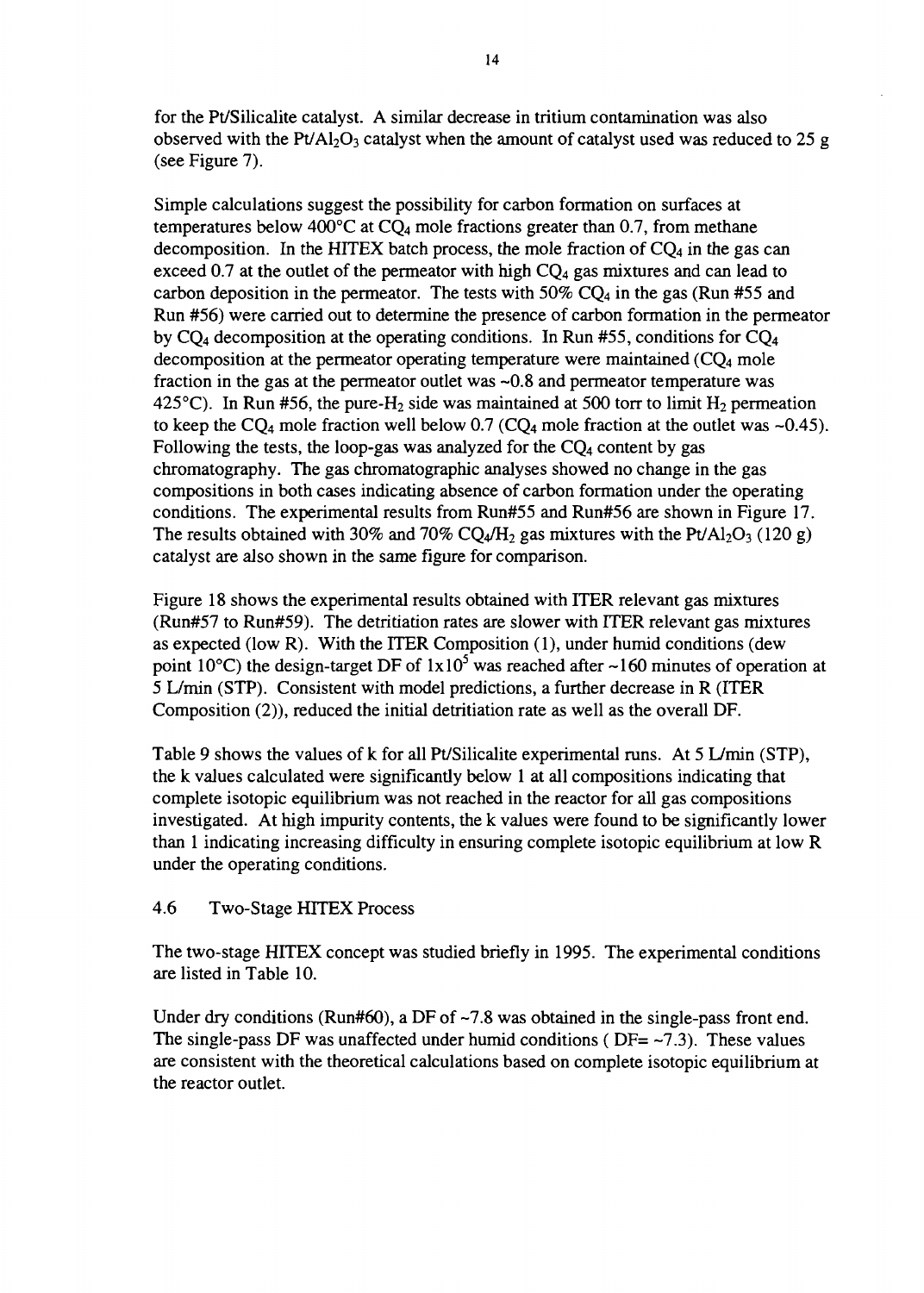for the Pt/Silicalite catalyst. A similar decrease in tritium contamination was also observed with the $Pt/Al_2O_3$ catalyst when the amount of catalyst used was reduced to 25 g (see Figure 7).

Simple calculations suggest the possibility for carbon formation on surfaces at temperatures below 400°C at $CQ_4$ mole fractions greater than 0.7, from methane decomposition. In the HITEX batch process, the mole fraction of $CQ_4$ in the gas can exceed 0.7 at the outlet of the permeator with high $CQ_4$ gas mixtures and can lead to carbon deposition in the permeator. The tests with 50% $CQ_4$ in the gas (Run #55 and Run #56) were carried out to determine the presence of carbon formation in the permeator by $CQ_4$ decomposition at the operating conditions. In Run #55, conditions for $CQ_4$ decomposition at the permeator operating temperature were maintained ($CQ_4$ mole fraction in the gas at the permeator outlet was ~0.8 and permeator temperature was 425°C). In Run #56, the pure-$H_2$ side was maintained at 500 torr to limit $H_2$ permeation to keep the $CQ_4$ mole fraction well below 0.7 ($CQ_4$ mole fraction at the outlet was ~0.45). Following the tests, the loop-gas was analyzed for the $CQ_4$ content by gas chromatography. The gas chromatographic analyses showed no change in the gas compositions in both cases indicating absence of carbon formation under the operating conditions. The experimental results from Run#55 and Run#56 are shown in Figure 17. The results obtained with 30% and 70% $CQ_4/H_2$ gas mixtures with the $Pt/Al_2O_3$ (120 g) catalyst are also shown in the same figure for comparison.

Figure 18 shows the experimental results obtained with ITER relevant gas mixtures (Run#57 to Run#59). The detritiation rates are slower with ITER relevant gas mixtures as expected (low R). With the ITER Composition (1), under humid conditions (dew point 10°C) the design-target DF of $1 \times 10^5$ was reached after ~160 minutes of operation at 5 L/min (STP). Consistent with model predictions, a further decrease in R (ITER Composition (2)), reduced the initial detritiation rate as well as the overall DF.

Table 9 shows the values of k for all Pt/Silicalite experimental runs. At 5 L/min (STP), the k values calculated were significantly below 1 at all compositions indicating that complete isotopic equilibrium was not reached in the reactor for all gas compositions investigated. At high impurity contents, the k values were found to be significantly lower than 1 indicating increasing difficulty in ensuring complete isotopic equilibrium at low R under the operating conditions.

### 4.6 Two-Stage HITEX Process

The two-stage HITEX concept was studied briefly in 1995. The experimental conditions are listed in Table 10.

Under dry conditions (Run#60), a DF of ~7.8 was obtained in the single-pass front end. The single-pass DF was unaffected under humid conditions ( DF= ~7.3). These values are consistent with the theoretical calculations based on complete isotopic equilibrium at the reactor outlet.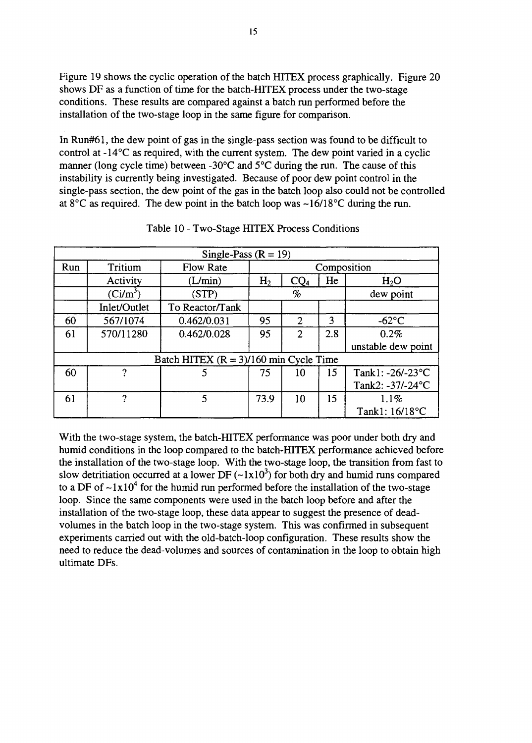Figure 19 shows the cyclic operation of the batch HITEX process graphically. Figure 20 shows DF as a function of time for the batch-HITEX process under the two-stage conditions. These results are compared against a batch run performed before the installation of the two-stage loop in the same figure for comparison.

In Run#61, the dew point of gas in the single-pass section was found to be difficult to control at -14°C as required, with the current system. The dew point varied in a cyclic manner (long cycle time) between -30°C and 5°C during the run. The cause of this instability is currently being investigated. Because of poor dew point control in the single-pass section, the dew point of the gas in the batch loop also could not be controlled at 8°C as required. The dew point in the batch loop was ~16/18°C during the run.

Table 10 - Two-Stage HITEX Process Conditions

| Single-Pass (R = 19) | | | | | | |
|---|---|---|---|---|---|---|
| Run | Tritium | Flow Rate | Composition | | | |
| | Activity | (L/min) | $H_2$ | $CQ_4$ | He | $H_2O$ |
| | (Ci/m$^3$) | (STP) | % | | | dew point |
| | Inlet/Outlet | To Reactor/Tank | | | | |
| 60 | 567/1074 | 0.462/0.031 | 95 | 2 | 3 | -62°C |
| 61 | 570/11280 | 0.462/0.028 | 95 | 2 | 2.8 | 0.2% unstable dew point |
| Batch HITEX (R = 3)/160 min Cycle Time | | | | | | |
| 60 | ? | 5 | 75 | 10 | 15 | Tank1: -26/-23°C Tank2: -37/-24°C |
| 61 | ? | 5 | 73.9 | 10 | 15 | 1.1% Tank1: 16/18°C |

With the two-stage system, the batch-HITEX performance was poor under both dry and humid conditions in the loop compared to the batch-HITEX performance achieved before the installation of the two-stage loop. With the two-stage loop, the transition from fast to slow detritiation occurred at a lower DF (~$1\text{x}10^3$) for both dry and humid runs compared to a DF of ~$1\text{x}10^4$ for the humid run performed before the installation of the two-stage loop. Since the same components were used in the batch loop before and after the installation of the two-stage loop, these data appear to suggest the presence of dead-volumes in the batch loop in the two-stage system. This was confirmed in subsequent experiments carried out with the old-batch-loop configuration. These results show the need to reduce the dead-volumes and sources of contamination in the loop to obtain high ultimate DFs.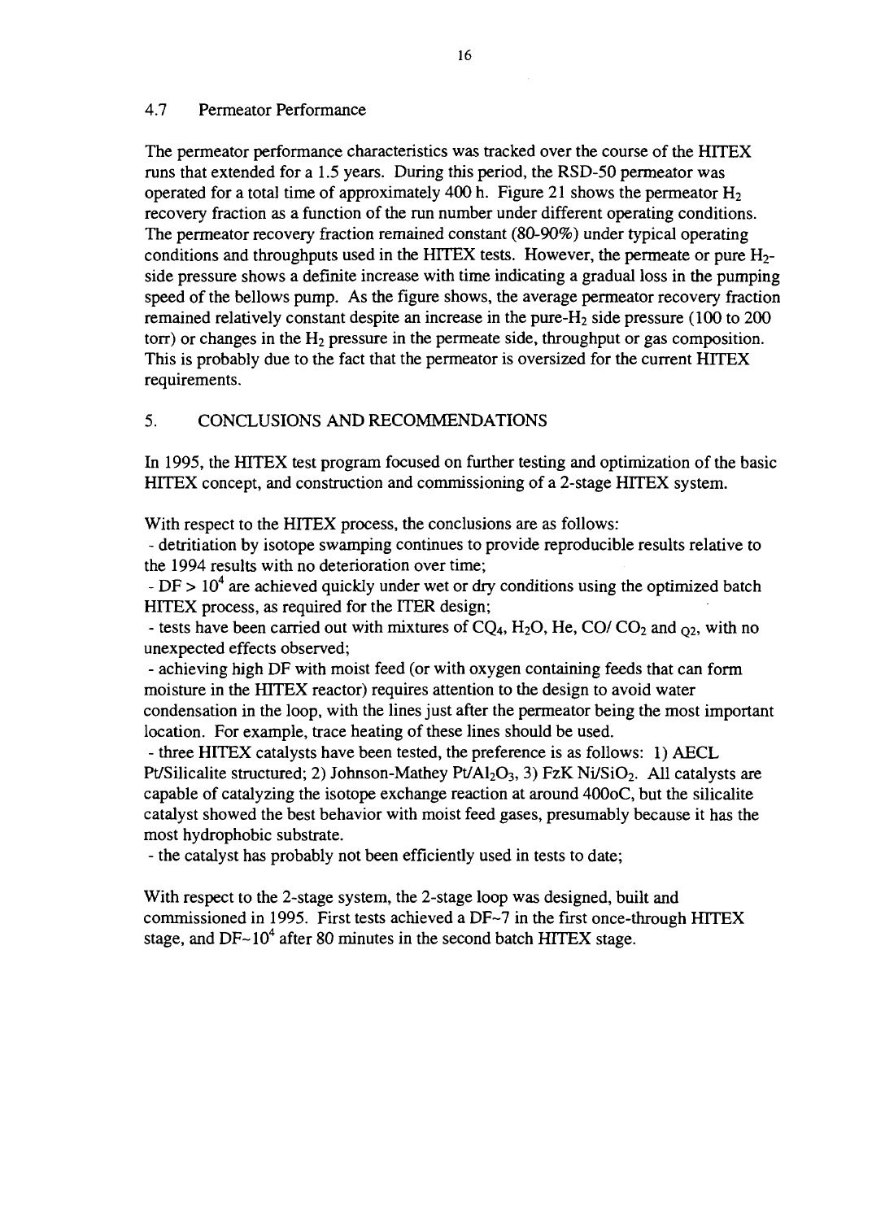### 4.7 Permeator Performance

The permeator performance characteristics was tracked over the course of the HITEX runs that extended for a 1.5 years. During this period, the RSD-50 permeator was operated for a total time of approximately 400 h. Figure 21 shows the permeator $H_2$ recovery fraction as a function of the run number under different operating conditions. The permeator recovery fraction remained constant (80-90%) under typical operating conditions and throughputs used in the HITEX tests. However, the permeate or pure $H_2$-side pressure shows a definite increase with time indicating a gradual loss in the pumping speed of the bellows pump. As the figure shows, the average permeator recovery fraction remained relatively constant despite an increase in the pure-$H_2$ side pressure (100 to 200 torr) or changes in the $H_2$ pressure in the permeate side, throughput or gas composition. This is probably due to the fact that the permeator is oversized for the current HITEX requirements.

## 5. CONCLUSIONS AND RECOMMENDATIONS

In 1995, the HITEX test program focused on further testing and optimization of the basic HITEX concept, and construction and commissioning of a 2-stage HITEX system.

With respect to the HITEX process, the conclusions are as follows:

- detritiation by isotope swamping continues to provide reproducible results relative to the 1994 results with no deterioration over time;
- DF > $10^4$ are achieved quickly under wet or dry conditions using the optimized batch HITEX process, as required for the ITER design;
- tests have been carried out with mixtures of $CQ_4$, $H_2O$, He, CO/ $CO_2$ and $Q_2$, with no unexpected effects observed;
- achieving high DF with moist feed (or with oxygen containing feeds that can form moisture in the HITEX reactor) requires attention to the design to avoid water condensation in the loop, with the lines just after the permeator being the most important location. For example, trace heating of these lines should be used.
- three HITEX catalysts have been tested, the preference is as follows: 1) AECL Pt/Silicalite structured; 2) Johnson-Mathey Pt/$Al_2O_3$, 3) FzK Ni/$SiO_2$. All catalysts are capable of catalyzing the isotope exchange reaction at around 400oC, but the silicalite catalyst showed the best behavior with moist feed gases, presumably because it has the most hydrophobic substrate.
- the catalyst has probably not been efficiently used in tests to date;

With respect to the 2-stage system, the 2-stage loop was designed, built and commissioned in 1995. First tests achieved a DF~7 in the first once-through HITEX stage, and DF~$10^4$ after 80 minutes in the second batch HITEX stage.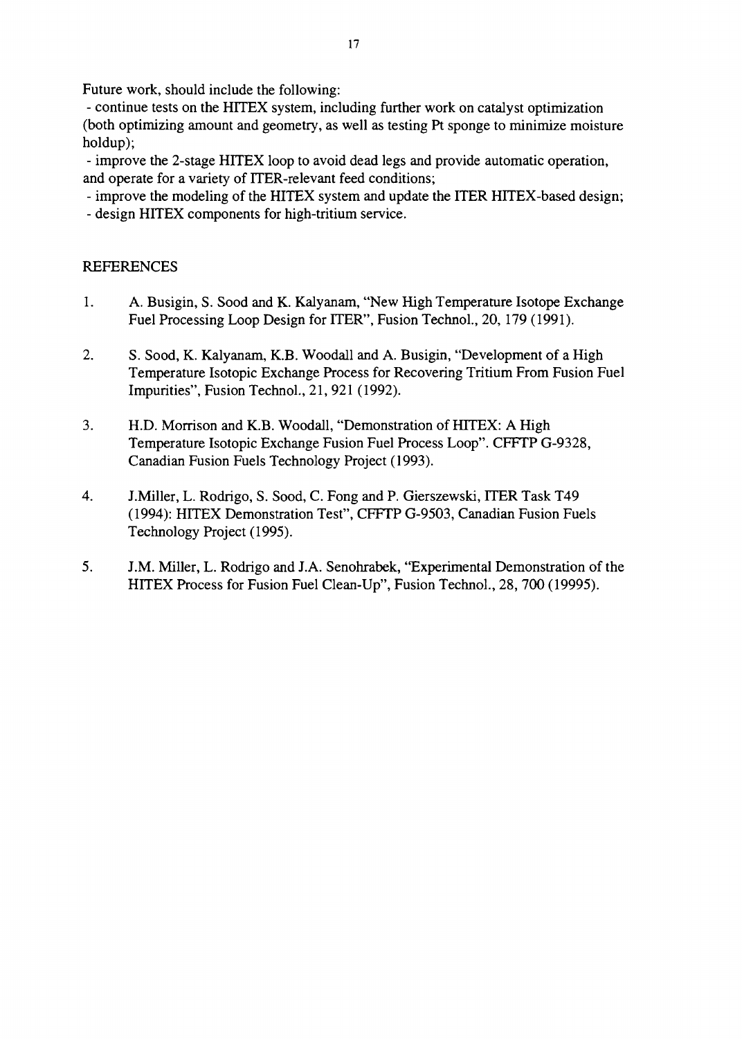Future work, should include the following:

- continue tests on the HITEX system, including further work on catalyst optimization (both optimizing amount and geometry, as well as testing Pt sponge to minimize moisture holdup);
- improve the 2-stage HITEX loop to avoid dead legs and provide automatic operation, and operate for a variety of ITER-relevant feed conditions;
- improve the modeling of the HITEX system and update the ITER HITEX-based design;
- design HITEX components for high-tritium service.

## REFERENCES

1. A. Busigin, S. Sood and K. Kalyanam, "New High Temperature Isotope Exchange Fuel Processing Loop Design for ITER", Fusion Technol., 20, 179 (1991).

2. S. Sood, K. Kalyanam, K.B. Woodall and A. Busigin, "Development of a High Temperature Isotopic Exchange Process for Recovering Tritium From Fusion Fuel Impurities", Fusion Technol., 21, 921 (1992).

3. H.D. Morrison and K.B. Woodall, "Demonstration of HITEX: A High Temperature Isotopic Exchange Fusion Fuel Process Loop". CFFTP G-9328, Canadian Fusion Fuels Technology Project (1993).

4. J.Miller, L. Rodrigo, S. Sood, C. Fong and P. Gierszewski, ITER Task T49 (1994): HITEX Demonstration Test", CFFTP G-9503, Canadian Fusion Fuels Technology Project (1995).

5. J.M. Miller, L. Rodrigo and J.A. Senohrabek, "Experimental Demonstration of the HITEX Process for Fusion Fuel Clean-Up", Fusion Technol., 28, 700 (19995).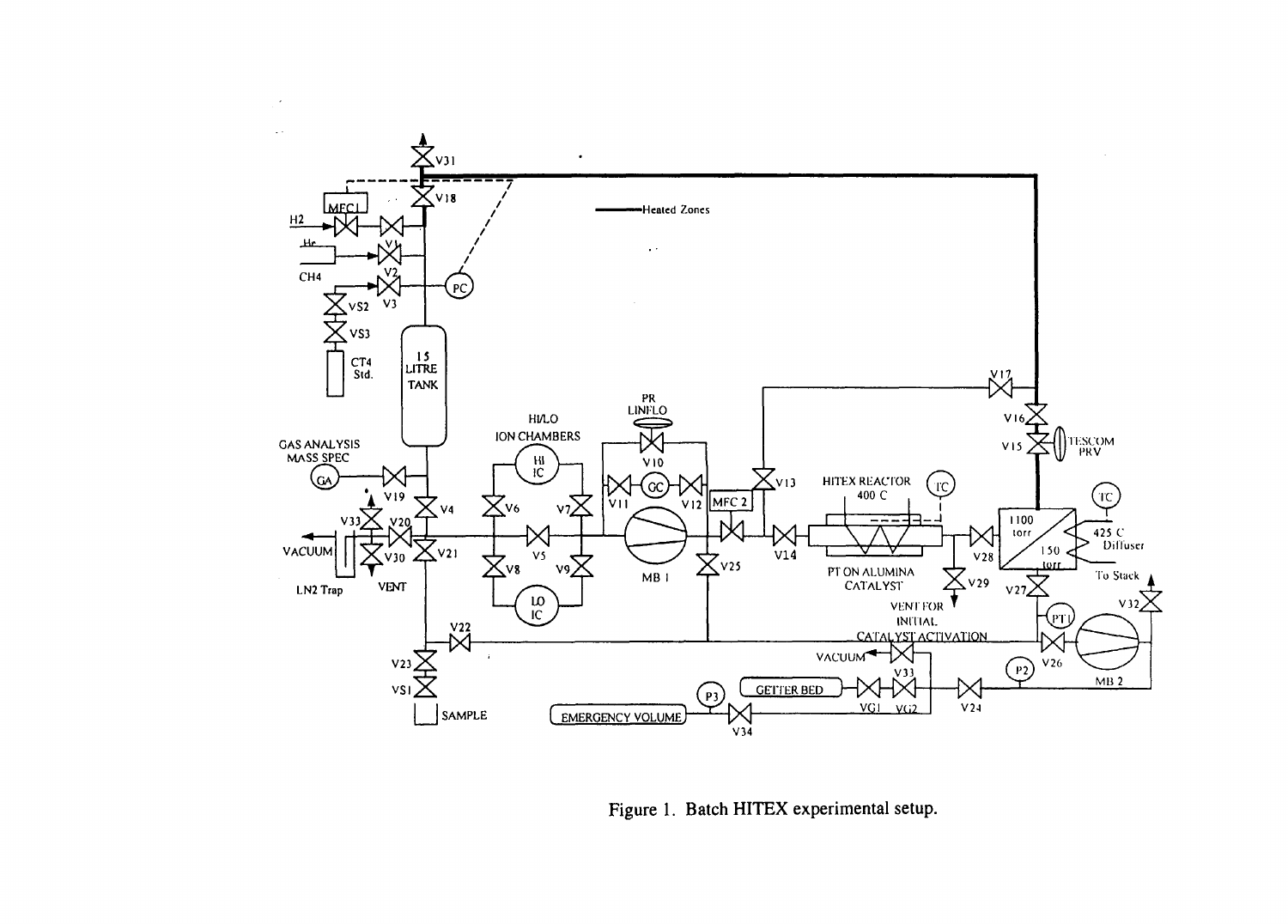Figure 1. Batch HITEX experimental setup.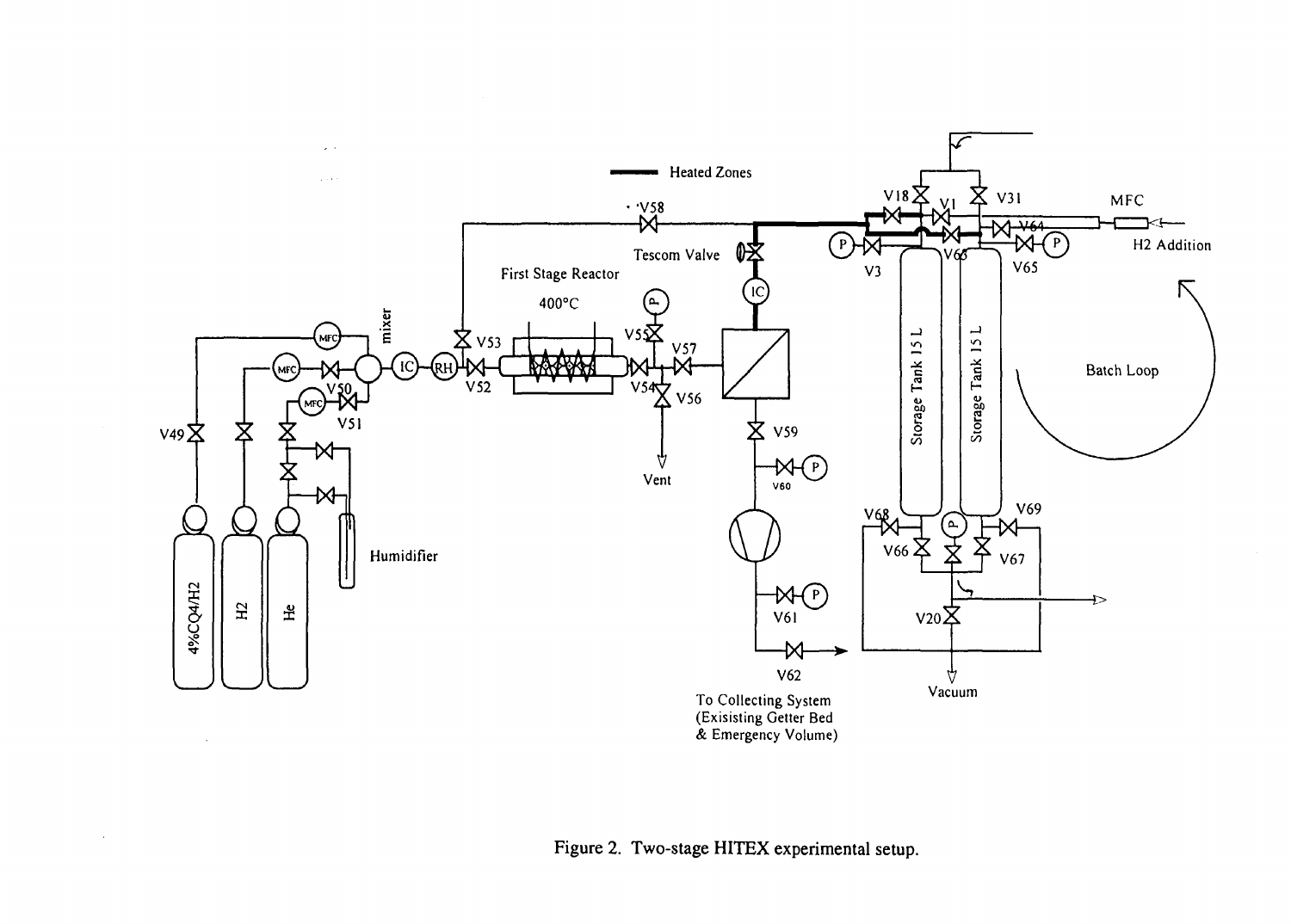Figure 2. Two-stage HITEX experimental setup.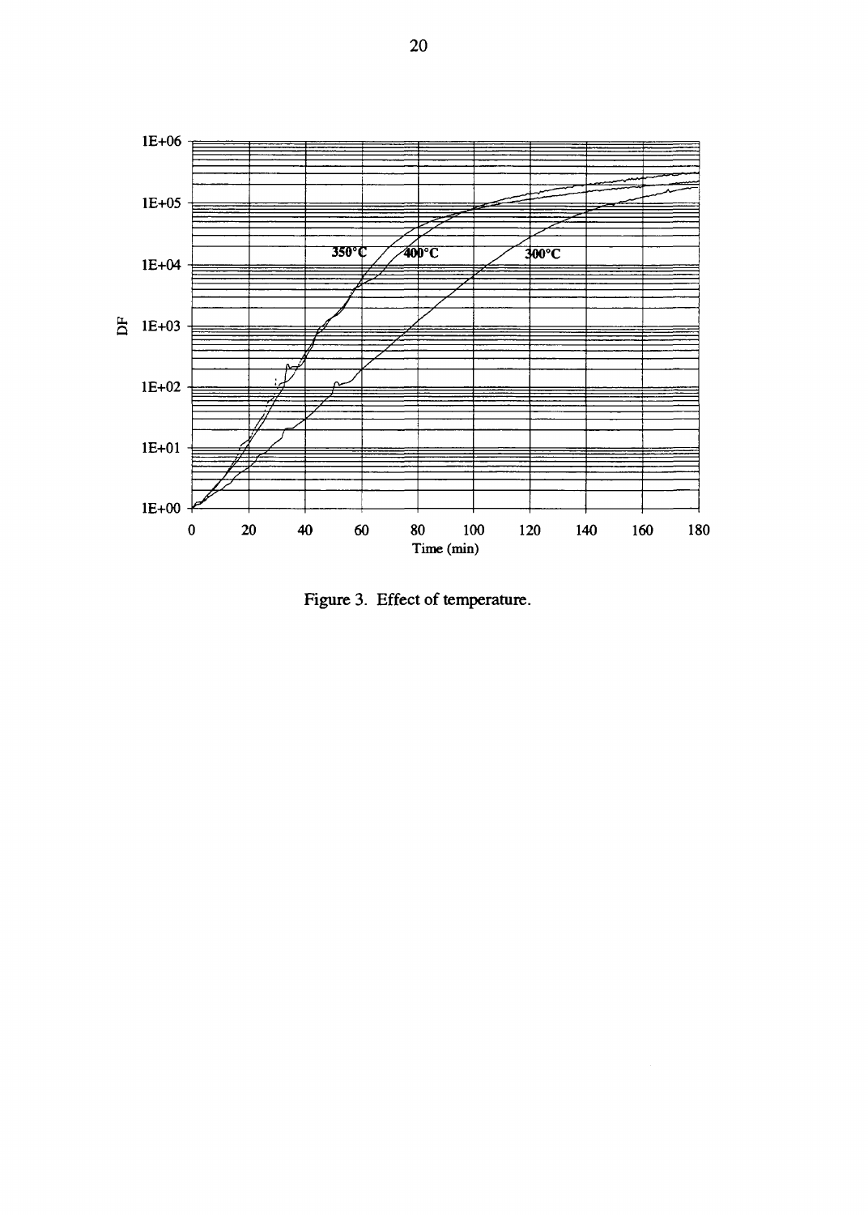Figure 3. Effect of temperature.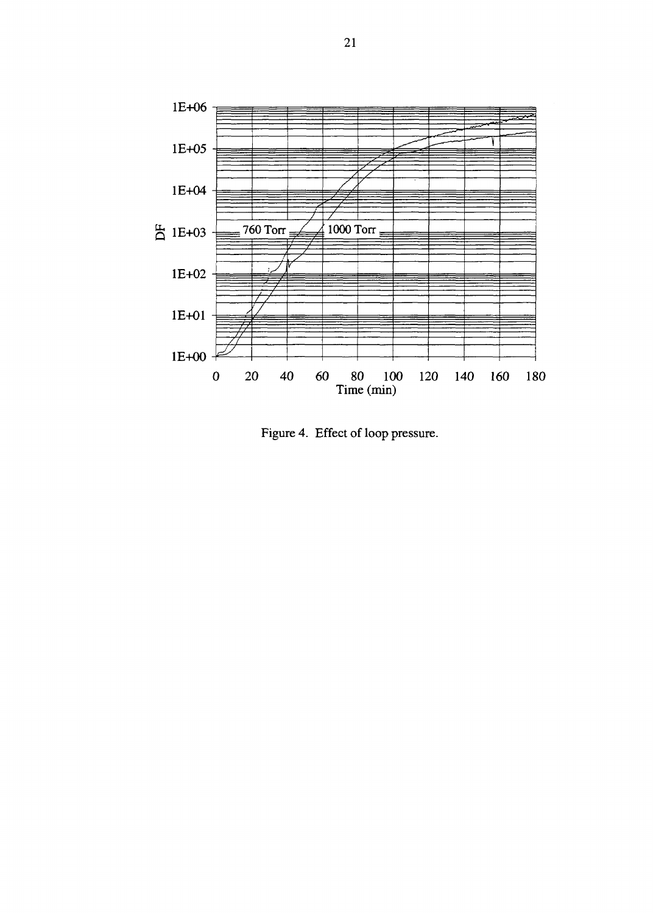Figure 4. Effect of loop pressure.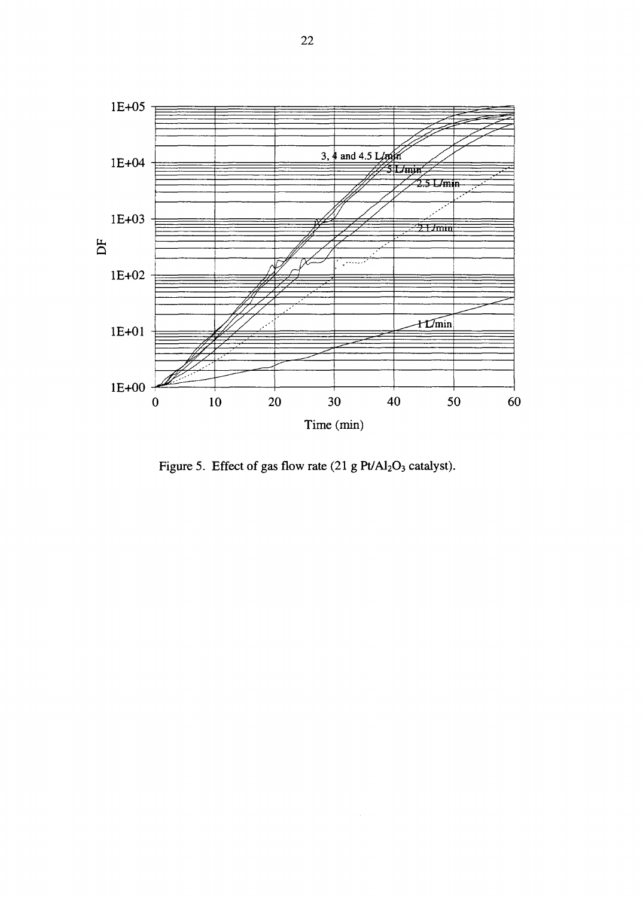Figure 5. Effect of gas flow rate (21 g $Pt/Al_2O_3$ catalyst).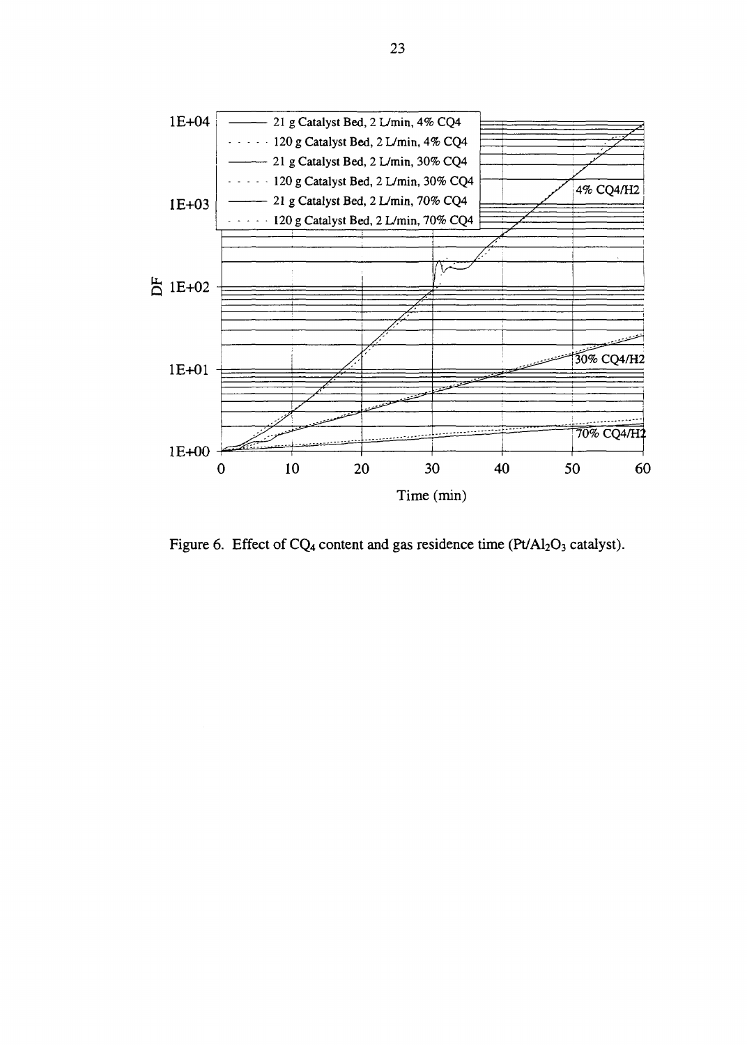Figure 6. Effect of $CQ_4$ content and gas residence time ($Pt/Al_2O_3$ catalyst).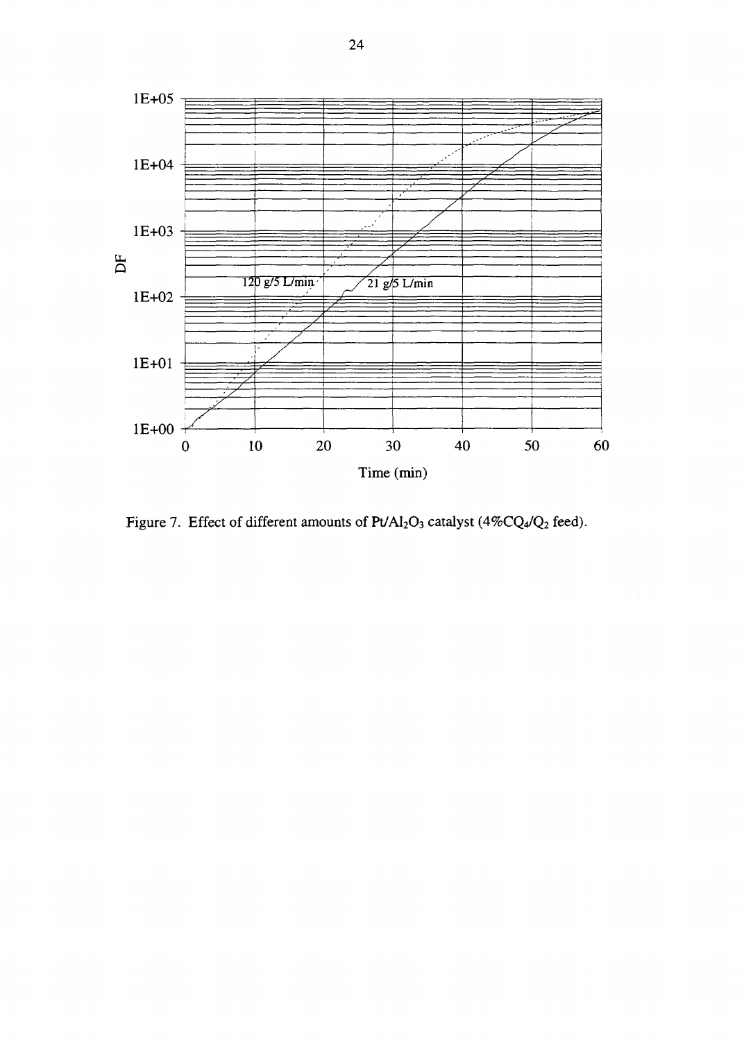Figure 7. Effect of different amounts of $Pt/Al_2O_3$ catalyst ($4\%CQ_4/Q_2$ feed).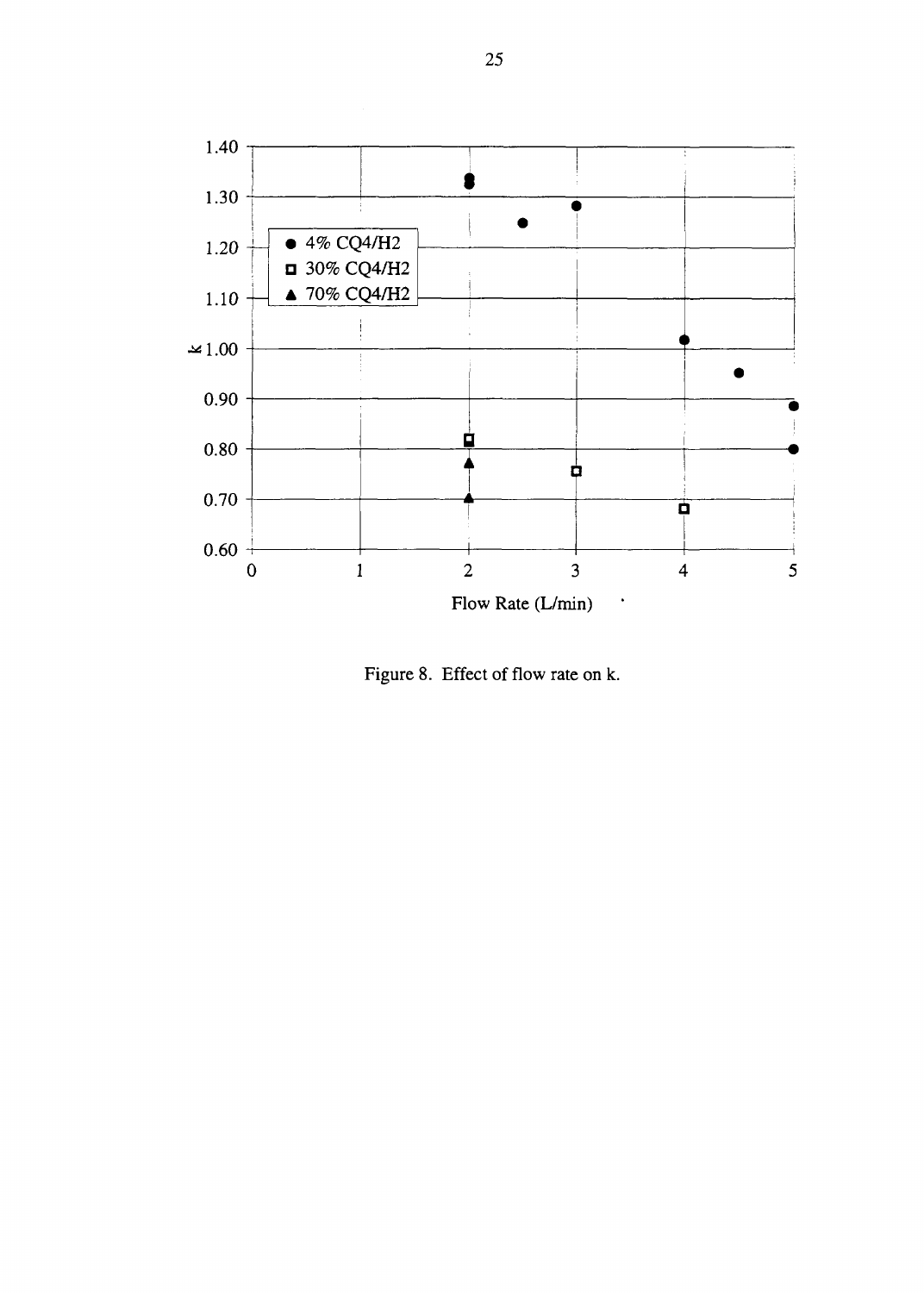Figure 8. Effect of flow rate on k.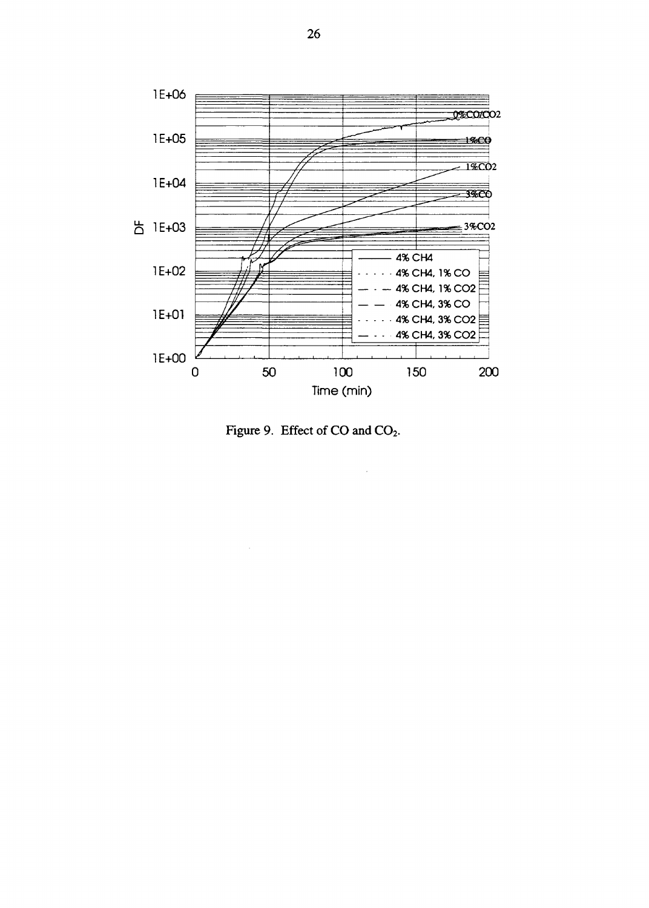Figure 9. Effect of $CO$ and $CO_2$.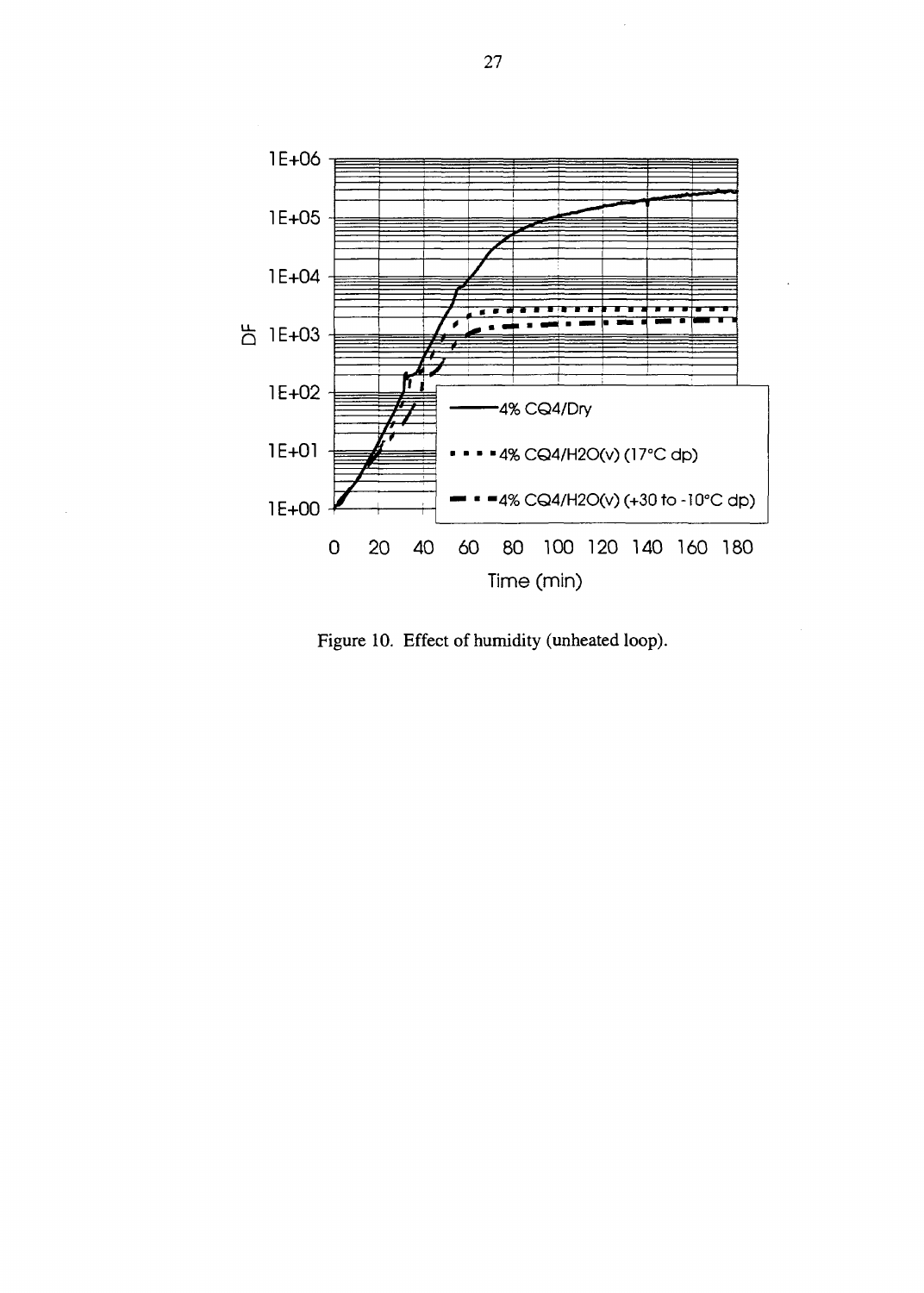Figure 10. Effect of humidity (unheated loop).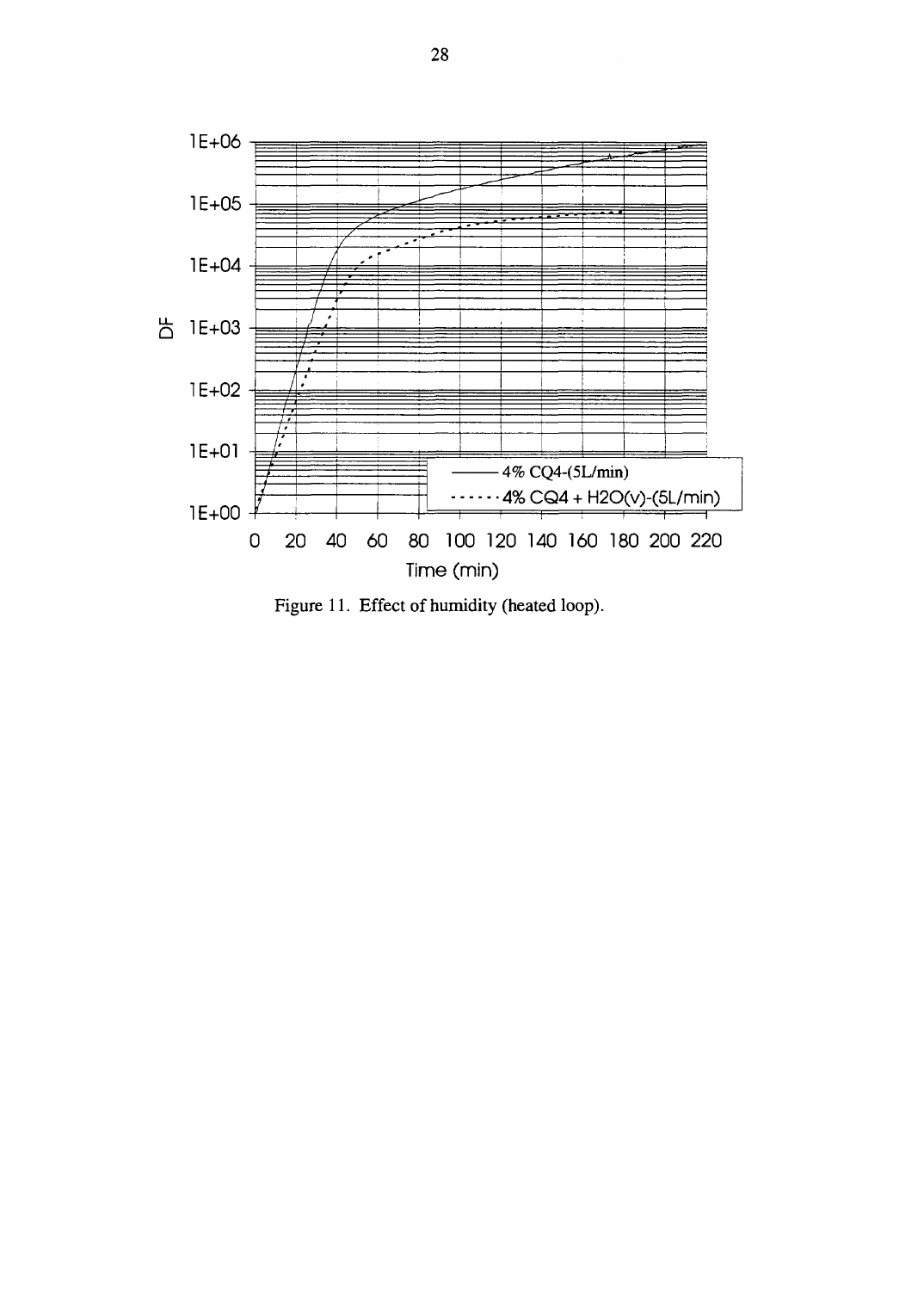Figure 11. Effect of humidity (heated loop).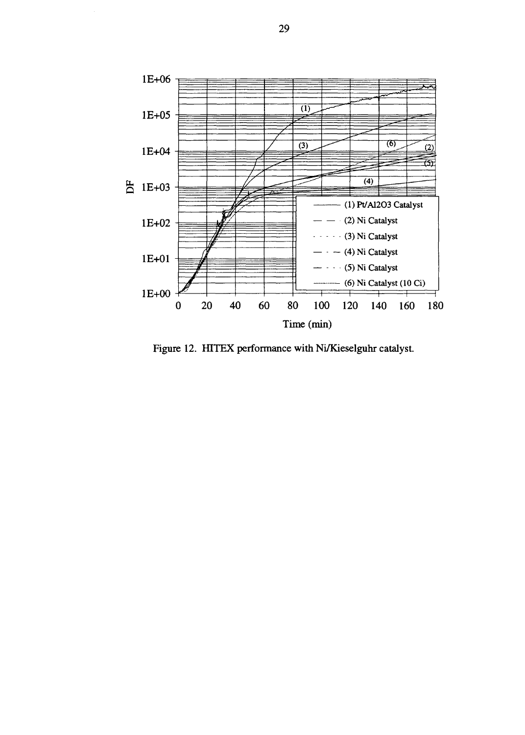Figure 12. HITEX performance with Ni/Kieselguhr catalyst.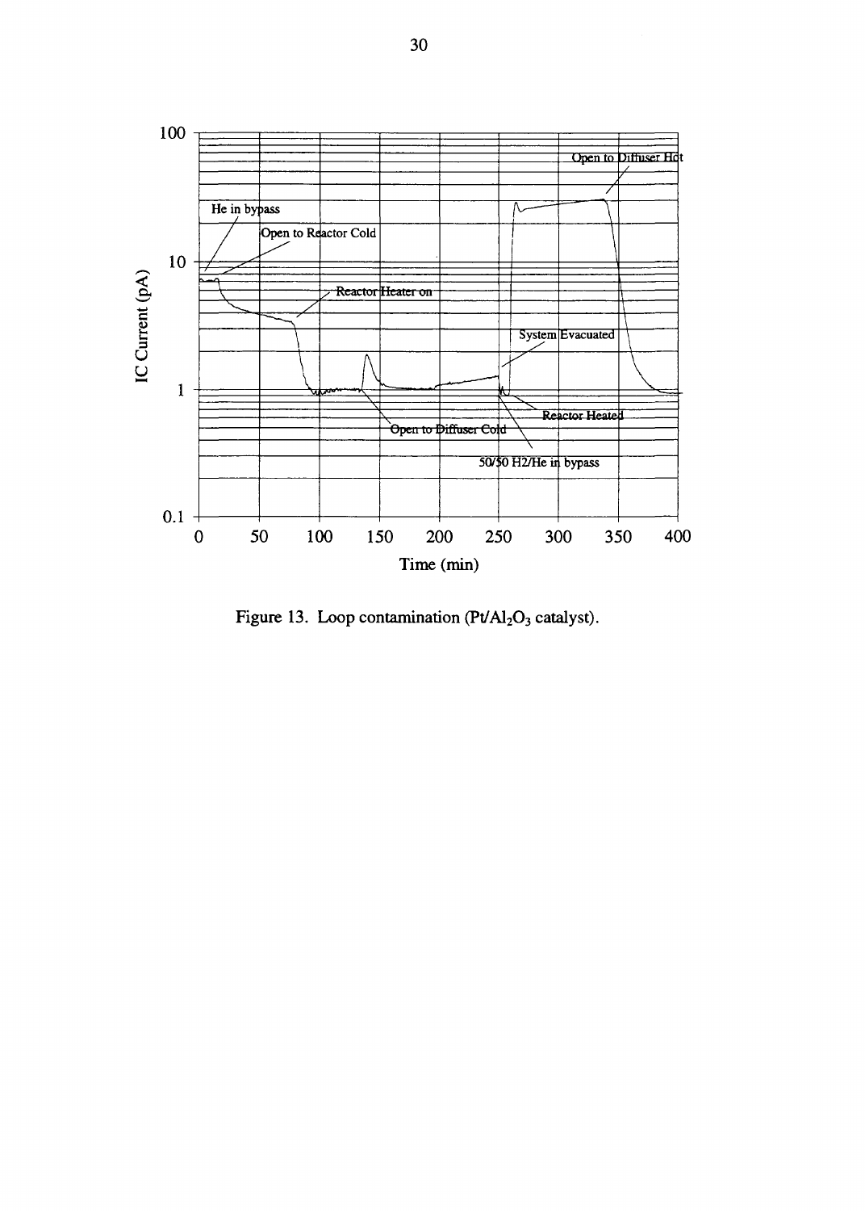Figure 13. Loop contamination ($Pt/Al_2O_3$ catalyst).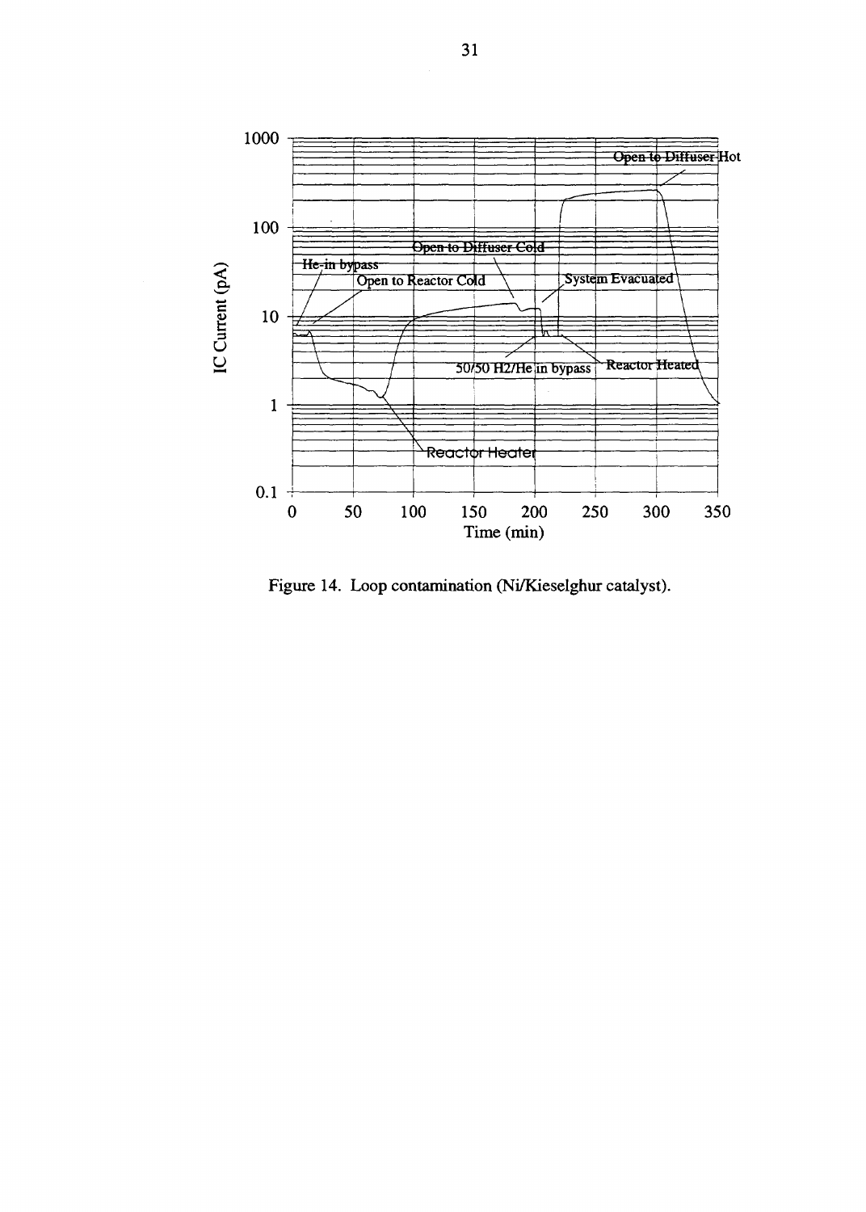Figure 14. Loop contamination (Ni/Kieselghur catalyst).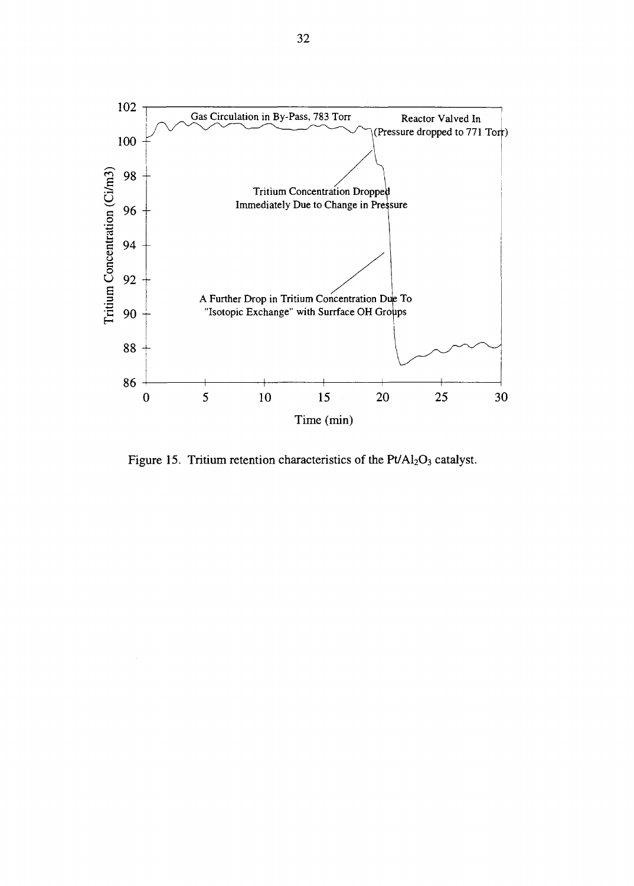Figure 15. Tritium retention characteristics of the $Pt/Al_2O_3$ catalyst.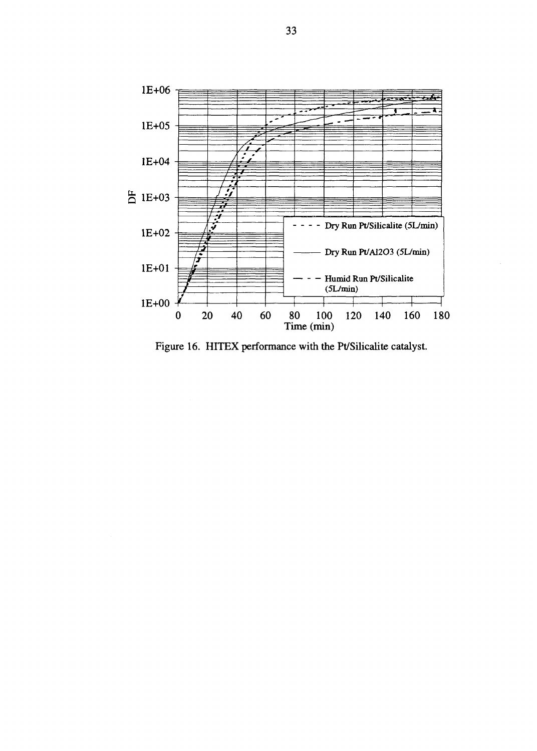Figure 16. HITEX performance with the Pt/Silicalite catalyst.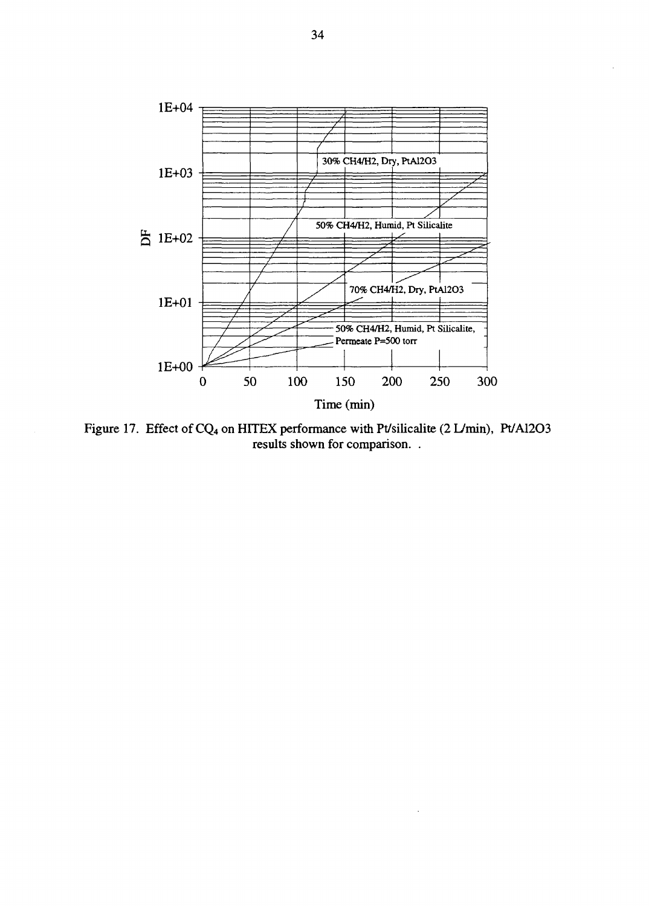Figure 17. Effect of $CQ_4$ on HITEX performance with Pt/silicalite (2 L/min), Pt/Al2O3 results shown for comparison. .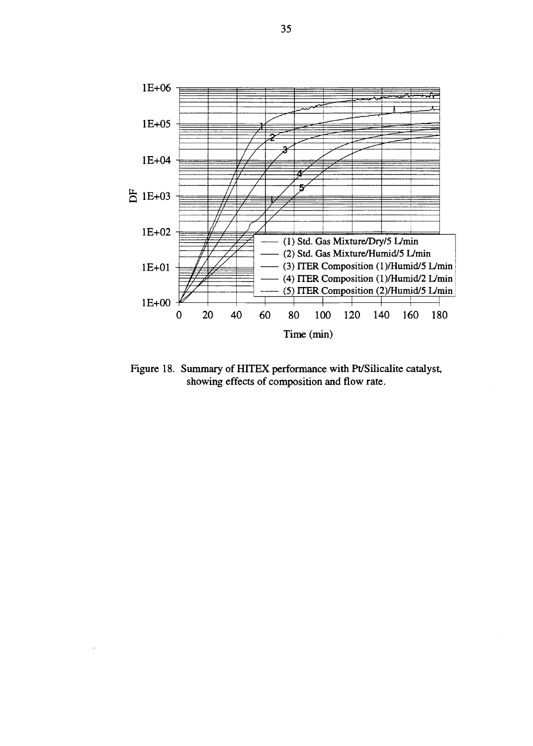Figure 18. Summary of HITEX performance with Pt/Silicalite catalyst, showing effects of composition and flow rate.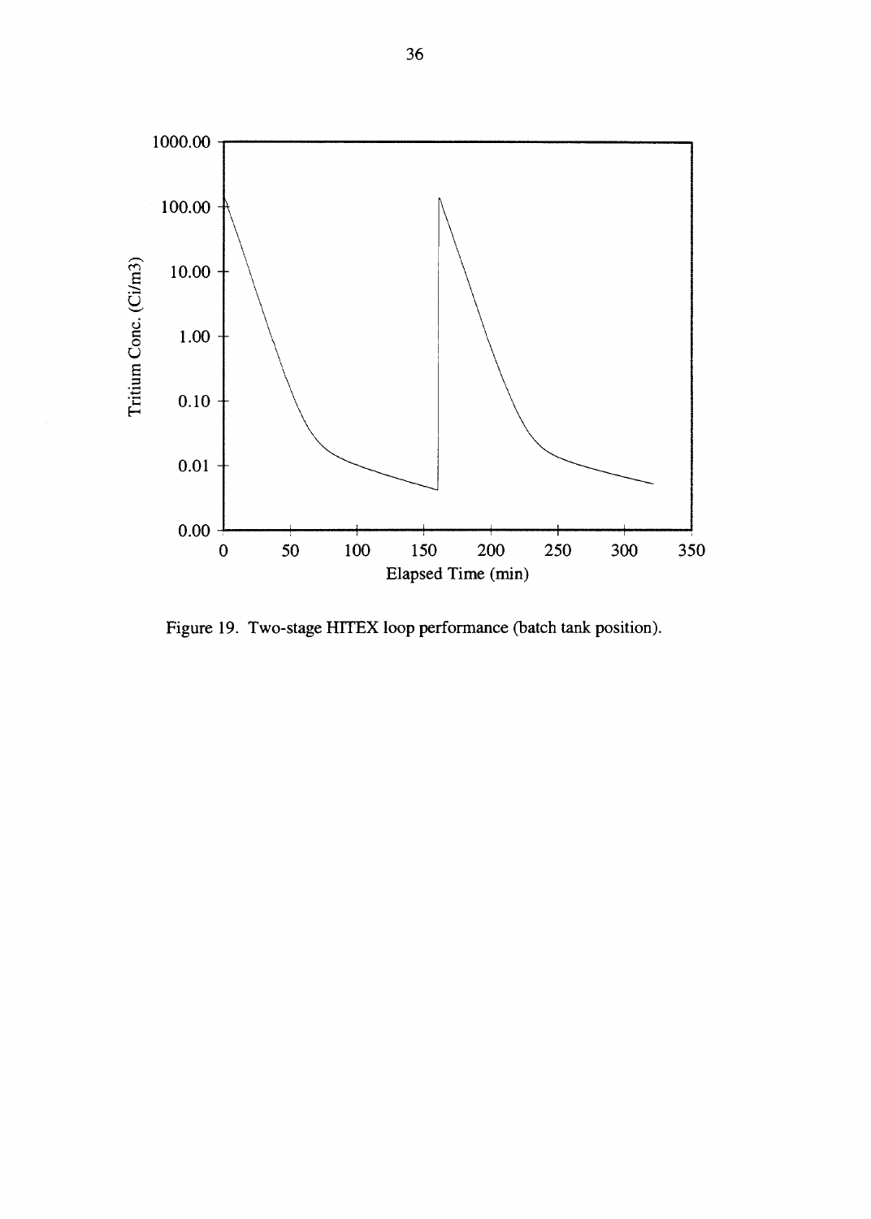Figure 19. Two-stage HITEX loop performance (batch tank position).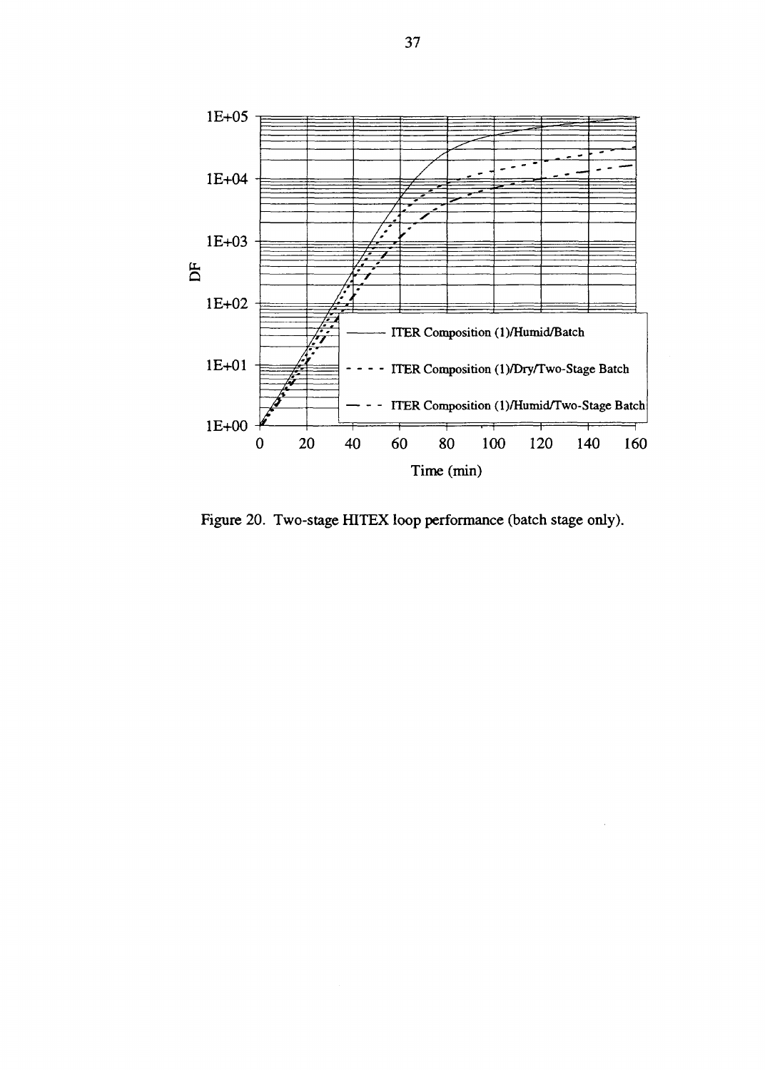Figure 20. Two-stage HITEX loop performance (batch stage only).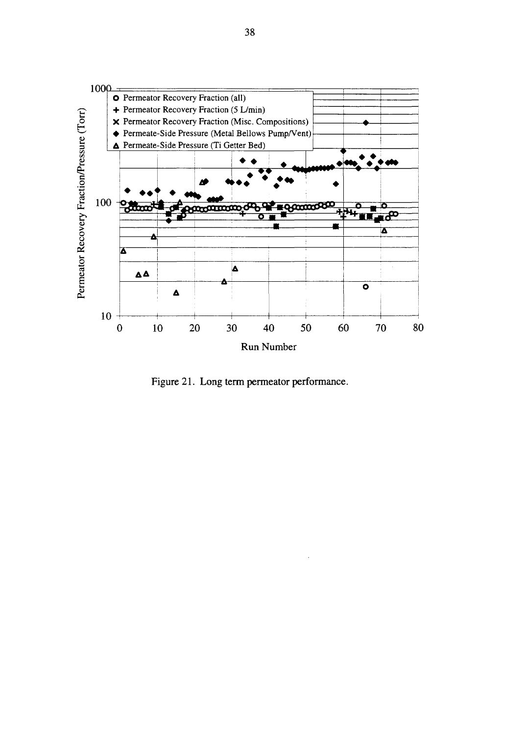1000

100

10

0 10 20 30 40 50 60 70 80

Permeator Recovery Fraction/Pressure (Torr)

Run Number

Permeator Recovery Fraction (all)

Permeator Recovery Fraction (5 L/min)

Permeator Recovery Fraction (Misc. Compositions)

Permeate-Side Pressure (Metal Bellows Pump/Vent)

Permeate-Side Pressure (Ti Getter Bed)

Figure 21. Long term permeator performance.